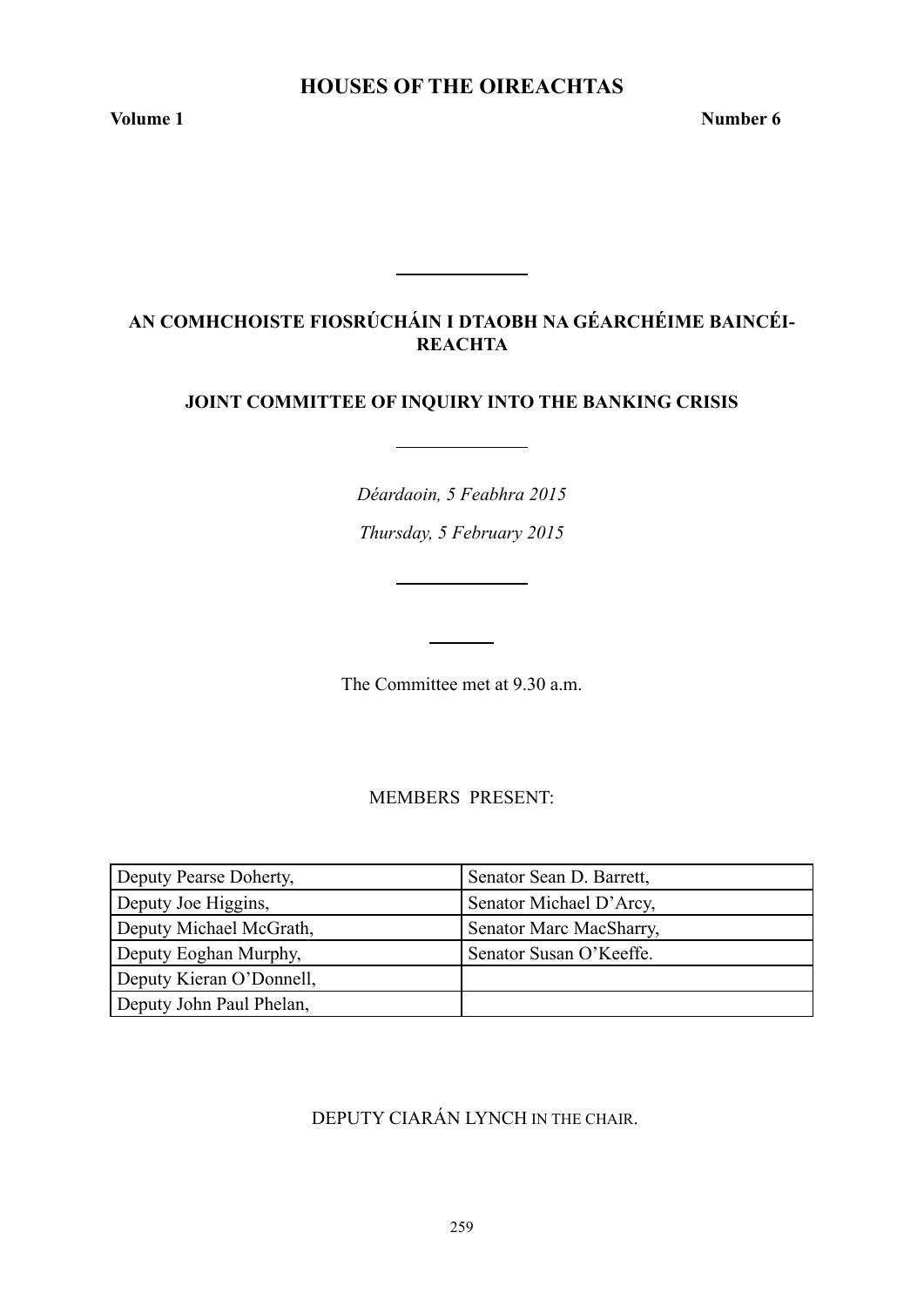# HOUSES OF THE OIREACHTAS

**Volume 1** **Number 6**

---

## AN COMHCHOISTE FIOSRÚCHÁIN I DTAOBH NA GÉARCHÉIME BAINCÉIREACHTA

## JOINT COMMITTEE OF INQUIRY INTO THE BANKING CRISIS

---

*Déardaoin, 5 Feabhra 2015*

*Thursday, 5 February 2015*

---

The Committee met at 9.30 a.m.

MEMBERS PRESENT:

| | |
|---|---|
| Deputy Pearse Doherty, | Senator Sean D. Barrett, |
| Deputy Joe Higgins, | Senator Michael D'Arcy, |
| Deputy Michael McGrath, | Senator Marc MacSharry, |
| Deputy Eoghan Murphy, | Senator Susan O'Keeffe. |
| Deputy Kieran O'Donnell, | |
| Deputy John Paul Phelan, | |

DEPUTY CIARÁN LYNCH IN THE CHAIR.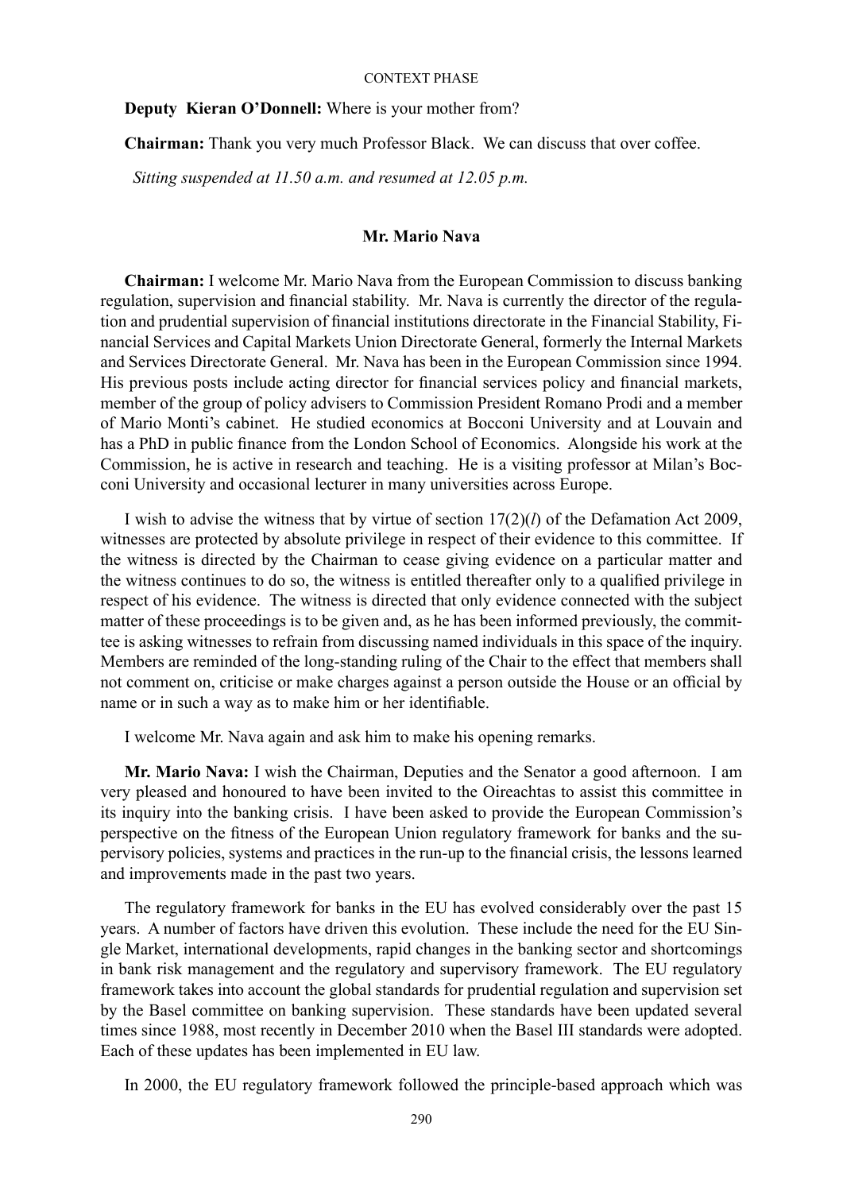**Deputy Kieran O'Donnell:** Where is your mother from?

**Chairman:** Thank you very much Professor Black. We can discuss that over coffee.

*Sitting suspended at 11.50 a.m. and resumed at 12.05 p.m.*

## Mr. Mario Nava

**Chairman:** I welcome Mr. Mario Nava from the European Commission to discuss banking regulation, supervision and financial stability. Mr. Nava is currently the director of the regulation and prudential supervision of financial institutions directorate in the Financial Stability, Financial Services and Capital Markets Union Directorate General, formerly the Internal Markets and Services Directorate General. Mr. Nava has been in the European Commission since 1994. His previous posts include acting director for financial services policy and financial markets, member of the group of policy advisers to Commission President Romano Prodi and a member of Mario Monti's cabinet. He studied economics at Bocconi University and at Louvain and has a PhD in public finance from the London School of Economics. Alongside his work at the Commission, he is active in research and teaching. He is a visiting professor at Milan's Bocconi University and occasional lecturer in many universities across Europe.

I wish to advise the witness that by virtue of section 17(2)(*l*) of the Defamation Act 2009, witnesses are protected by absolute privilege in respect of their evidence to this committee. If the witness is directed by the Chairman to cease giving evidence on a particular matter and the witness continues to do so, the witness is entitled thereafter only to a qualified privilege in respect of his evidence. The witness is directed that only evidence connected with the subject matter of these proceedings is to be given and, as he has been informed previously, the committee is asking witnesses to refrain from discussing named individuals in this space of the inquiry. Members are reminded of the long-standing ruling of the Chair to the effect that members shall not comment on, criticise or make charges against a person outside the House or an official by name or in such a way as to make him or her identifiable.

I welcome Mr. Nava again and ask him to make his opening remarks.

**Mr. Mario Nava:** I wish the Chairman, Deputies and the Senator a good afternoon. I am very pleased and honoured to have been invited to the Oireachtas to assist this committee in its inquiry into the banking crisis. I have been asked to provide the European Commission's perspective on the fitness of the European Union regulatory framework for banks and the supervisory policies, systems and practices in the run-up to the financial crisis, the lessons learned and improvements made in the past two years.

The regulatory framework for banks in the EU has evolved considerably over the past 15 years. A number of factors have driven this evolution. These include the need for the EU Single Market, international developments, rapid changes in the banking sector and shortcomings in bank risk management and the regulatory and supervisory framework. The EU regulatory framework takes into account the global standards for prudential regulation and supervision set by the Basel committee on banking supervision. These standards have been updated several times since 1988, most recently in December 2010 when the Basel III standards were adopted. Each of these updates has been implemented in EU law.

In 2000, the EU regulatory framework followed the principle-based approach which was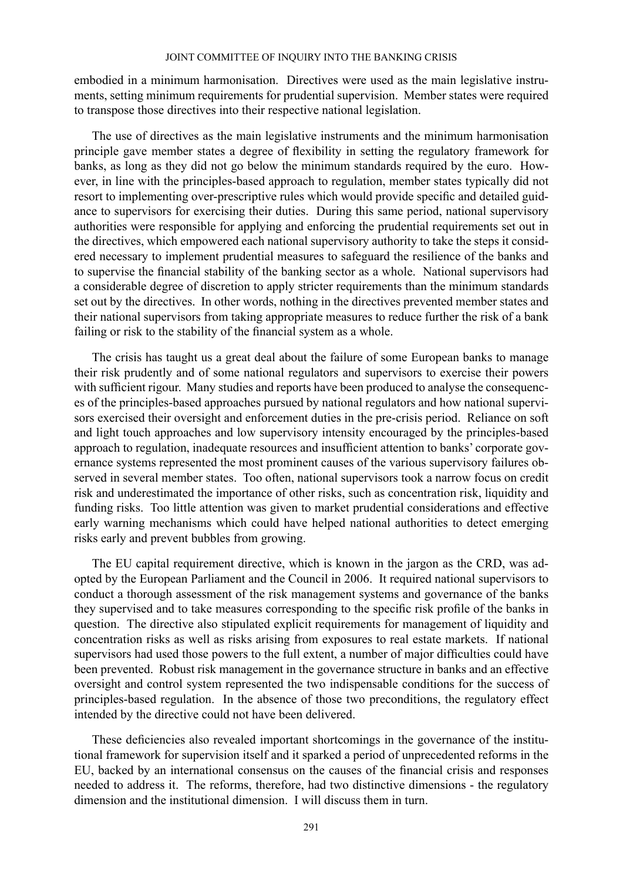embodied in a minimum harmonisation. Directives were used as the main legislative instruments, setting minimum requirements for prudential supervision. Member states were required to transpose those directives into their respective national legislation.

The use of directives as the main legislative instruments and the minimum harmonisation principle gave member states a degree of flexibility in setting the regulatory framework for banks, as long as they did not go below the minimum standards required by the euro. However, in line with the principles-based approach to regulation, member states typically did not resort to implementing over-prescriptive rules which would provide specific and detailed guidance to supervisors for exercising their duties. During this same period, national supervisory authorities were responsible for applying and enforcing the prudential requirements set out in the directives, which empowered each national supervisory authority to take the steps it considered necessary to implement prudential measures to safeguard the resilience of the banks and to supervise the financial stability of the banking sector as a whole. National supervisors had a considerable degree of discretion to apply stricter requirements than the minimum standards set out by the directives. In other words, nothing in the directives prevented member states and their national supervisors from taking appropriate measures to reduce further the risk of a bank failing or risk to the stability of the financial system as a whole.

The crisis has taught us a great deal about the failure of some European banks to manage their risk prudently and of some national regulators and supervisors to exercise their powers with sufficient rigour. Many studies and reports have been produced to analyse the consequences of the principles-based approaches pursued by national regulators and how national supervisors exercised their oversight and enforcement duties in the pre-crisis period. Reliance on soft and light touch approaches and low supervisory intensity encouraged by the principles-based approach to regulation, inadequate resources and insufficient attention to banks' corporate governance systems represented the most prominent causes of the various supervisory failures observed in several member states. Too often, national supervisors took a narrow focus on credit risk and underestimated the importance of other risks, such as concentration risk, liquidity and funding risks. Too little attention was given to market prudential considerations and effective early warning mechanisms which could have helped national authorities to detect emerging risks early and prevent bubbles from growing.

The EU capital requirement directive, which is known in the jargon as the CRD, was adopted by the European Parliament and the Council in 2006. It required national supervisors to conduct a thorough assessment of the risk management systems and governance of the banks they supervised and to take measures corresponding to the specific risk profile of the banks in question. The directive also stipulated explicit requirements for management of liquidity and concentration risks as well as risks arising from exposures to real estate markets. If national supervisors had used those powers to the full extent, a number of major difficulties could have been prevented. Robust risk management in the governance structure in banks and an effective oversight and control system represented the two indispensable conditions for the success of principles-based regulation. In the absence of those two preconditions, the regulatory effect intended by the directive could not have been delivered.

These deficiencies also revealed important shortcomings in the governance of the institutional framework for supervision itself and it sparked a period of unprecedented reforms in the EU, backed by an international consensus on the causes of the financial crisis and responses needed to address it. The reforms, therefore, had two distinctive dimensions - the regulatory dimension and the institutional dimension. I will discuss them in turn.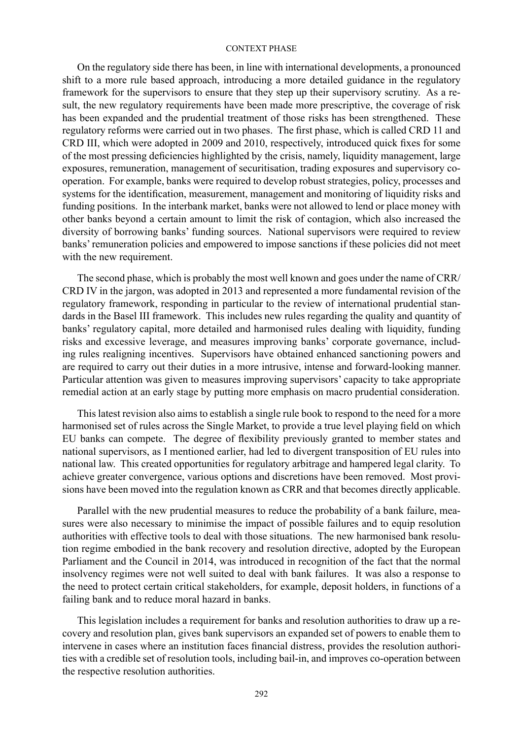On the regulatory side there has been, in line with international developments, a pronounced shift to a more rule based approach, introducing a more detailed guidance in the regulatory framework for the supervisors to ensure that they step up their supervisory scrutiny. As a result, the new regulatory requirements have been made more prescriptive, the coverage of risk has been expanded and the prudential treatment of those risks has been strengthened. These regulatory reforms were carried out in two phases. The first phase, which is called CRD 11 and CRD III, which were adopted in 2009 and 2010, respectively, introduced quick fixes for some of the most pressing deficiencies highlighted by the crisis, namely, liquidity management, large exposures, remuneration, management of securitisation, trading exposures and supervisory co-operation. For example, banks were required to develop robust strategies, policy, processes and systems for the identification, measurement, management and monitoring of liquidity risks and funding positions. In the interbank market, banks were not allowed to lend or place money with other banks beyond a certain amount to limit the risk of contagion, which also increased the diversity of borrowing banks' funding sources. National supervisors were required to review banks' remuneration policies and empowered to impose sanctions if these policies did not meet with the new requirement.

The second phase, which is probably the most well known and goes under the name of CRR/CRD IV in the jargon, was adopted in 2013 and represented a more fundamental revision of the regulatory framework, responding in particular to the review of international prudential standards in the Basel III framework. This includes new rules regarding the quality and quantity of banks' regulatory capital, more detailed and harmonised rules dealing with liquidity, funding risks and excessive leverage, and measures improving banks' corporate governance, including rules realigning incentives. Supervisors have obtained enhanced sanctioning powers and are required to carry out their duties in a more intrusive, intense and forward-looking manner. Particular attention was given to measures improving supervisors' capacity to take appropriate remedial action at an early stage by putting more emphasis on macro prudential consideration.

This latest revision also aims to establish a single rule book to respond to the need for a more harmonised set of rules across the Single Market, to provide a true level playing field on which EU banks can compete. The degree of flexibility previously granted to member states and national supervisors, as I mentioned earlier, had led to divergent transposition of EU rules into national law. This created opportunities for regulatory arbitrage and hampered legal clarity. To achieve greater convergence, various options and discretions have been removed. Most provisions have been moved into the regulation known as CRR and that becomes directly applicable.

Parallel with the new prudential measures to reduce the probability of a bank failure, measures were also necessary to minimise the impact of possible failures and to equip resolution authorities with effective tools to deal with those situations. The new harmonised bank resolution regime embodied in the bank recovery and resolution directive, adopted by the European Parliament and the Council in 2014, was introduced in recognition of the fact that the normal insolvency regimes were not well suited to deal with bank failures. It was also a response to the need to protect certain critical stakeholders, for example, deposit holders, in functions of a failing bank and to reduce moral hazard in banks.

This legislation includes a requirement for banks and resolution authorities to draw up a recovery and resolution plan, gives bank supervisors an expanded set of powers to enable them to intervene in cases where an institution faces financial distress, provides the resolution authorities with a credible set of resolution tools, including bail-in, and improves co-operation between the respective resolution authorities.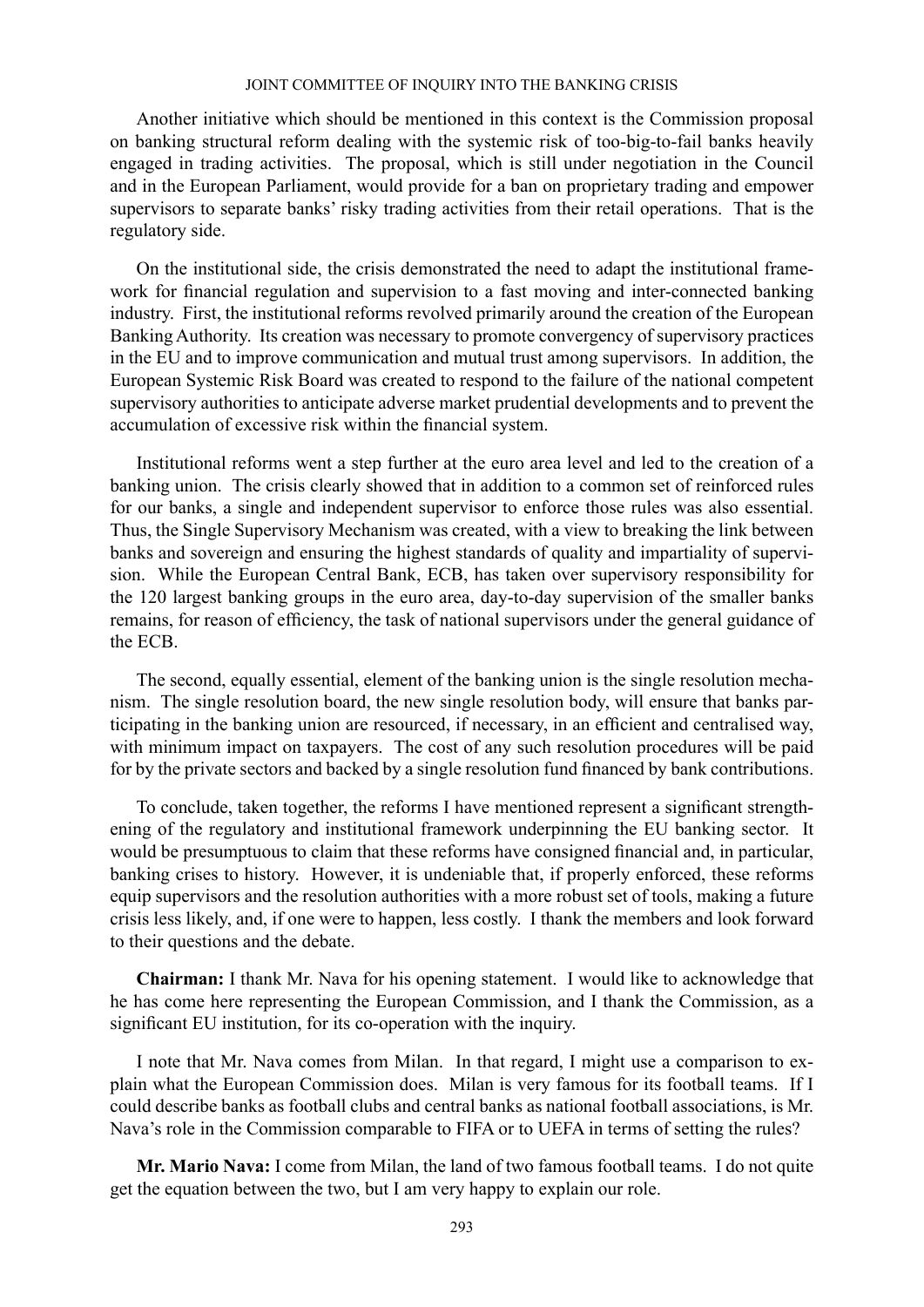Another initiative which should be mentioned in this context is the Commission proposal on banking structural reform dealing with the systemic risk of too-big-to-fail banks heavily engaged in trading activities. The proposal, which is still under negotiation in the Council and in the European Parliament, would provide for a ban on proprietary trading and empower supervisors to separate banks' risky trading activities from their retail operations. That is the regulatory side.

On the institutional side, the crisis demonstrated the need to adapt the institutional framework for financial regulation and supervision to a fast moving and inter-connected banking industry. First, the institutional reforms revolved primarily around the creation of the European Banking Authority. Its creation was necessary to promote convergency of supervisory practices in the EU and to improve communication and mutual trust among supervisors. In addition, the European Systemic Risk Board was created to respond to the failure of the national competent supervisory authorities to anticipate adverse market prudential developments and to prevent the accumulation of excessive risk within the financial system.

Institutional reforms went a step further at the euro area level and led to the creation of a banking union. The crisis clearly showed that in addition to a common set of reinforced rules for our banks, a single and independent supervisor to enforce those rules was also essential. Thus, the Single Supervisory Mechanism was created, with a view to breaking the link between banks and sovereign and ensuring the highest standards of quality and impartiality of supervision. While the European Central Bank, ECB, has taken over supervisory responsibility for the 120 largest banking groups in the euro area, day-to-day supervision of the smaller banks remains, for reason of efficiency, the task of national supervisors under the general guidance of the ECB.

The second, equally essential, element of the banking union is the single resolution mechanism. The single resolution board, the new single resolution body, will ensure that banks participating in the banking union are resourced, if necessary, in an efficient and centralised way, with minimum impact on taxpayers. The cost of any such resolution procedures will be paid for by the private sectors and backed by a single resolution fund financed by bank contributions.

To conclude, taken together, the reforms I have mentioned represent a significant strengthening of the regulatory and institutional framework underpinning the EU banking sector. It would be presumptuous to claim that these reforms have consigned financial and, in particular, banking crises to history. However, it is undeniable that, if properly enforced, these reforms equip supervisors and the resolution authorities with a more robust set of tools, making a future crisis less likely, and, if one were to happen, less costly. I thank the members and look forward to their questions and the debate.

**Chairman:** I thank Mr. Nava for his opening statement. I would like to acknowledge that he has come here representing the European Commission, and I thank the Commission, as a significant EU institution, for its co-operation with the inquiry.

I note that Mr. Nava comes from Milan. In that regard, I might use a comparison to explain what the European Commission does. Milan is very famous for its football teams. If I could describe banks as football clubs and central banks as national football associations, is Mr. Nava's role in the Commission comparable to FIFA or to UEFA in terms of setting the rules?

**Mr. Mario Nava:** I come from Milan, the land of two famous football teams. I do not quite get the equation between the two, but I am very happy to explain our role.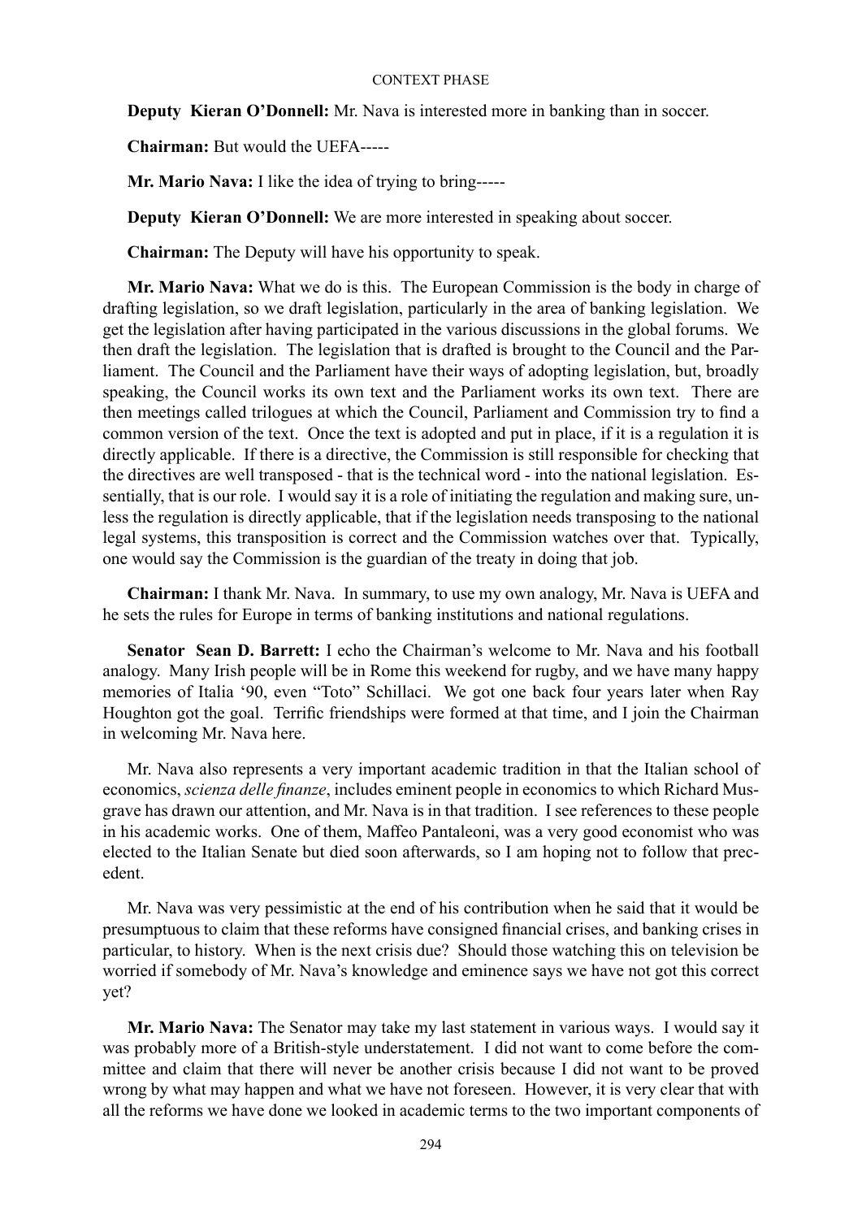**Deputy Kieran O'Donnell:** Mr. Nava is interested more in banking than in soccer.

**Chairman:** But would the UEFA-----

**Mr. Mario Nava:** I like the idea of trying to bring-----

**Deputy Kieran O'Donnell:** We are more interested in speaking about soccer.

**Chairman:** The Deputy will have his opportunity to speak.

**Mr. Mario Nava:** What we do is this. The European Commission is the body in charge of drafting legislation, so we draft legislation, particularly in the area of banking legislation. We get the legislation after having participated in the various discussions in the global forums. We then draft the legislation. The legislation that is drafted is brought to the Council and the Parliament. The Council and the Parliament have their ways of adopting legislation, but, broadly speaking, the Council works its own text and the Parliament works its own text. There are then meetings called trilogues at which the Council, Parliament and Commission try to find a common version of the text. Once the text is adopted and put in place, if it is a regulation it is directly applicable. If there is a directive, the Commission is still responsible for checking that the directives are well transposed - that is the technical word - into the national legislation. Essentially, that is our role. I would say it is a role of initiating the regulation and making sure, unless the regulation is directly applicable, that if the legislation needs transposing to the national legal systems, this transposition is correct and the Commission watches over that. Typically, one would say the Commission is the guardian of the treaty in doing that job.

**Chairman:** I thank Mr. Nava. In summary, to use my own analogy, Mr. Nava is UEFA and he sets the rules for Europe in terms of banking institutions and national regulations.

**Senator Sean D. Barrett:** I echo the Chairman's welcome to Mr. Nava and his football analogy. Many Irish people will be in Rome this weekend for rugby, and we have many happy memories of Italia '90, even "Toto" Schillaci. We got one back four years later when Ray Houghton got the goal. Terrific friendships were formed at that time, and I join the Chairman in welcoming Mr. Nava here.

Mr. Nava also represents a very important academic tradition in that the Italian school of economics, *scienza delle finanze*, includes eminent people in economics to which Richard Musgrave has drawn our attention, and Mr. Nava is in that tradition. I see references to these people in his academic works. One of them, Maffeo Pantaleoni, was a very good economist who was elected to the Italian Senate but died soon afterwards, so I am hoping not to follow that precedent.

Mr. Nava was very pessimistic at the end of his contribution when he said that it would be presumptuous to claim that these reforms have consigned financial crises, and banking crises in particular, to history. When is the next crisis due? Should those watching this on television be worried if somebody of Mr. Nava's knowledge and eminence says we have not got this correct yet?

**Mr. Mario Nava:** The Senator may take my last statement in various ways. I would say it was probably more of a British-style understatement. I did not want to come before the committee and claim that there will never be another crisis because I did not want to be proved wrong by what may happen and what we have not foreseen. However, it is very clear that with all the reforms we have done we looked in academic terms to the two important components of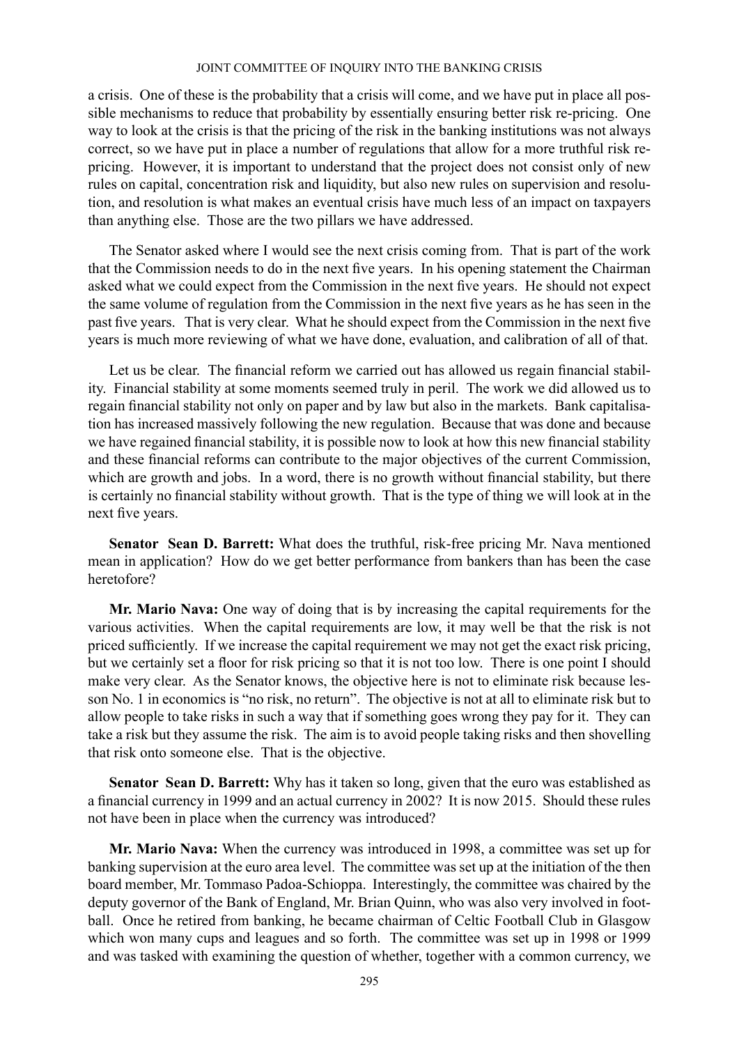a crisis. One of these is the probability that a crisis will come, and we have put in place all possible mechanisms to reduce that probability by essentially ensuring better risk re-pricing. One way to look at the crisis is that the pricing of the risk in the banking institutions was not always correct, so we have put in place a number of regulations that allow for a more truthful risk re-pricing. However, it is important to understand that the project does not consist only of new rules on capital, concentration risk and liquidity, but also new rules on supervision and resolution, and resolution is what makes an eventual crisis have much less of an impact on taxpayers than anything else. Those are the two pillars we have addressed.

The Senator asked where I would see the next crisis coming from. That is part of the work that the Commission needs to do in the next five years. In his opening statement the Chairman asked what we could expect from the Commission in the next five years. He should not expect the same volume of regulation from the Commission in the next five years as he has seen in the past five years. That is very clear. What he should expect from the Commission in the next five years is much more reviewing of what we have done, evaluation, and calibration of all of that.

Let us be clear. The financial reform we carried out has allowed us regain financial stability. Financial stability at some moments seemed truly in peril. The work we did allowed us to regain financial stability not only on paper and by law but also in the markets. Bank capitalisation has increased massively following the new regulation. Because that was done and because we have regained financial stability, it is possible now to look at how this new financial stability and these financial reforms can contribute to the major objectives of the current Commission, which are growth and jobs. In a word, there is no growth without financial stability, but there is certainly no financial stability without growth. That is the type of thing we will look at in the next five years.

**Senator Sean D. Barrett:** What does the truthful, risk-free pricing Mr. Nava mentioned mean in application? How do we get better performance from bankers than has been the case heretofore?

**Mr. Mario Nava:** One way of doing that is by increasing the capital requirements for the various activities. When the capital requirements are low, it may well be that the risk is not priced sufficiently. If we increase the capital requirement we may not get the exact risk pricing, but we certainly set a floor for risk pricing so that it is not too low. There is one point I should make very clear. As the Senator knows, the objective here is not to eliminate risk because lesson No. 1 in economics is "no risk, no return". The objective is not at all to eliminate risk but to allow people to take risks in such a way that if something goes wrong they pay for it. They can take a risk but they assume the risk. The aim is to avoid people taking risks and then shovelling that risk onto someone else. That is the objective.

**Senator Sean D. Barrett:** Why has it taken so long, given that the euro was established as a financial currency in 1999 and an actual currency in 2002? It is now 2015. Should these rules not have been in place when the currency was introduced?

**Mr. Mario Nava:** When the currency was introduced in 1998, a committee was set up for banking supervision at the euro area level. The committee was set up at the initiation of the then board member, Mr. Tommaso Padoa-Schioppa. Interestingly, the committee was chaired by the deputy governor of the Bank of England, Mr. Brian Quinn, who was also very involved in football. Once he retired from banking, he became chairman of Celtic Football Club in Glasgow which won many cups and leagues and so forth. The committee was set up in 1998 or 1999 and was tasked with examining the question of whether, together with a common currency, we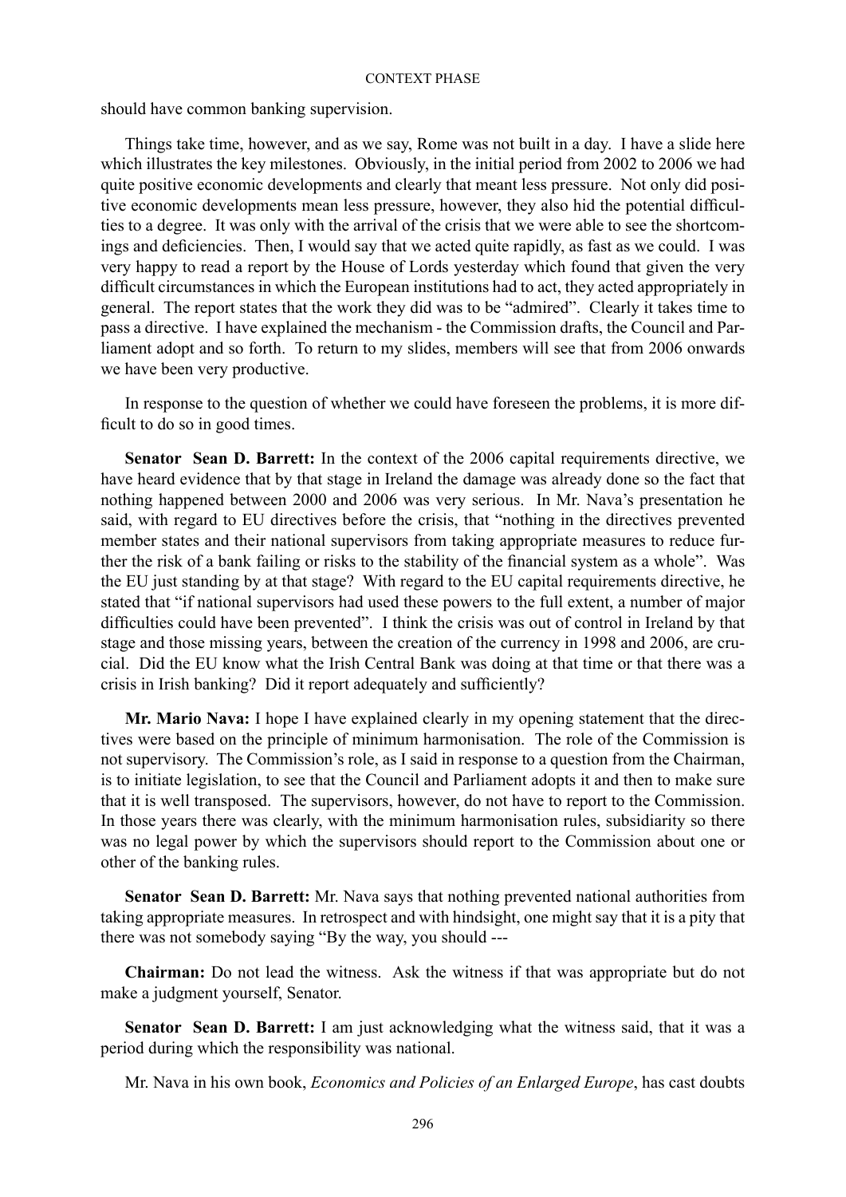should have common banking supervision.

Things take time, however, and as we say, Rome was not built in a day. I have a slide here which illustrates the key milestones. Obviously, in the initial period from 2002 to 2006 we had quite positive economic developments and clearly that meant less pressure. Not only did positive economic developments mean less pressure, however, they also hid the potential difficulties to a degree. It was only with the arrival of the crisis that we were able to see the shortcomings and deficiencies. Then, I would say that we acted quite rapidly, as fast as we could. I was very happy to read a report by the House of Lords yesterday which found that given the very difficult circumstances in which the European institutions had to act, they acted appropriately in general. The report states that the work they did was to be "admired". Clearly it takes time to pass a directive. I have explained the mechanism - the Commission drafts, the Council and Parliament adopt and so forth. To return to my slides, members will see that from 2006 onwards we have been very productive.

In response to the question of whether we could have foreseen the problems, it is more difficult to do so in good times.

**Senator Sean D. Barrett:** In the context of the 2006 capital requirements directive, we have heard evidence that by that stage in Ireland the damage was already done so the fact that nothing happened between 2000 and 2006 was very serious. In Mr. Nava's presentation he said, with regard to EU directives before the crisis, that "nothing in the directives prevented member states and their national supervisors from taking appropriate measures to reduce further the risk of a bank failing or risks to the stability of the financial system as a whole". Was the EU just standing by at that stage? With regard to the EU capital requirements directive, he stated that "if national supervisors had used these powers to the full extent, a number of major difficulties could have been prevented". I think the crisis was out of control in Ireland by that stage and those missing years, between the creation of the currency in 1998 and 2006, are crucial. Did the EU know what the Irish Central Bank was doing at that time or that there was a crisis in Irish banking? Did it report adequately and sufficiently?

**Mr. Mario Nava:** I hope I have explained clearly in my opening statement that the directives were based on the principle of minimum harmonisation. The role of the Commission is not supervisory. The Commission's role, as I said in response to a question from the Chairman, is to initiate legislation, to see that the Council and Parliament adopts it and then to make sure that it is well transposed. The supervisors, however, do not have to report to the Commission. In those years there was clearly, with the minimum harmonisation rules, subsidiarity so there was no legal power by which the supervisors should report to the Commission about one or other of the banking rules.

**Senator Sean D. Barrett:** Mr. Nava says that nothing prevented national authorities from taking appropriate measures. In retrospect and with hindsight, one might say that it is a pity that there was not somebody saying "By the way, you should ---

**Chairman:** Do not lead the witness. Ask the witness if that was appropriate but do not make a judgment yourself, Senator.

**Senator Sean D. Barrett:** I am just acknowledging what the witness said, that it was a period during which the responsibility was national.

Mr. Nava in his own book, *Economics and Policies of an Enlarged Europe*, has cast doubts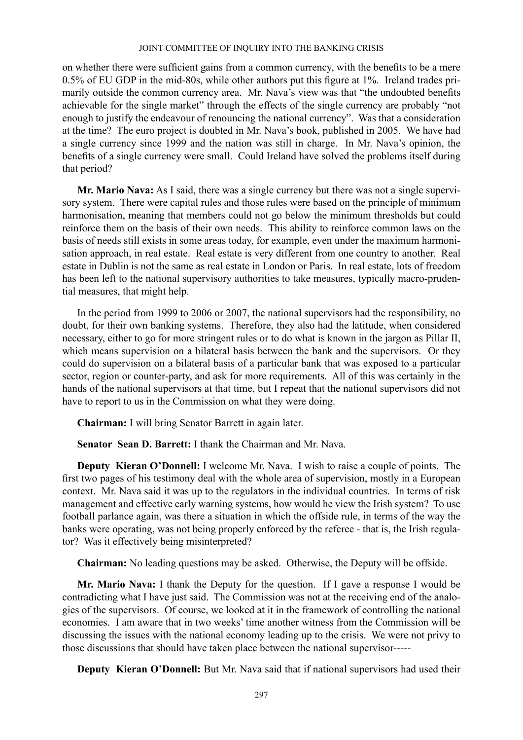on whether there were sufficient gains from a common currency, with the benefits to be a mere 0.5% of EU GDP in the mid-80s, while other authors put this figure at 1%. Ireland trades primarily outside the common currency area. Mr. Nava's view was that "the undoubted benefits achievable for the single market" through the effects of the single currency are probably "not enough to justify the endeavour of renouncing the national currency". Was that a consideration at the time? The euro project is doubted in Mr. Nava's book, published in 2005. We have had a single currency since 1999 and the nation was still in charge. In Mr. Nava's opinion, the benefits of a single currency were small. Could Ireland have solved the problems itself during that period?

**Mr. Mario Nava:** As I said, there was a single currency but there was not a single supervisory system. There were capital rules and those rules were based on the principle of minimum harmonisation, meaning that members could not go below the minimum thresholds but could reinforce them on the basis of their own needs. This ability to reinforce common laws on the basis of needs still exists in some areas today, for example, even under the maximum harmonisation approach, in real estate. Real estate is very different from one country to another. Real estate in Dublin is not the same as real estate in London or Paris. In real estate, lots of freedom has been left to the national supervisory authorities to take measures, typically macro-prudential measures, that might help.

In the period from 1999 to 2006 or 2007, the national supervisors had the responsibility, no doubt, for their own banking systems. Therefore, they also had the latitude, when considered necessary, either to go for more stringent rules or to do what is known in the jargon as Pillar II, which means supervision on a bilateral basis between the bank and the supervisors. Or they could do supervision on a bilateral basis of a particular bank that was exposed to a particular sector, region or counter-party, and ask for more requirements. All of this was certainly in the hands of the national supervisors at that time, but I repeat that the national supervisors did not have to report to us in the Commission on what they were doing.

**Chairman:** I will bring Senator Barrett in again later.

**Senator Sean D. Barrett:** I thank the Chairman and Mr. Nava.

**Deputy Kieran O'Donnell:** I welcome Mr. Nava. I wish to raise a couple of points. The first two pages of his testimony deal with the whole area of supervision, mostly in a European context. Mr. Nava said it was up to the regulators in the individual countries. In terms of risk management and effective early warning systems, how would he view the Irish system? To use football parlance again, was there a situation in which the offside rule, in terms of the way the banks were operating, was not being properly enforced by the referee - that is, the Irish regulator? Was it effectively being misinterpreted?

**Chairman:** No leading questions may be asked. Otherwise, the Deputy will be offside.

**Mr. Mario Nava:** I thank the Deputy for the question. If I gave a response I would be contradicting what I have just said. The Commission was not at the receiving end of the analogies of the supervisors. Of course, we looked at it in the framework of controlling the national economies. I am aware that in two weeks' time another witness from the Commission will be discussing the issues with the national economy leading up to the crisis. We were not privy to those discussions that should have taken place between the national supervisor-----

**Deputy Kieran O'Donnell:** But Mr. Nava said that if national supervisors had used their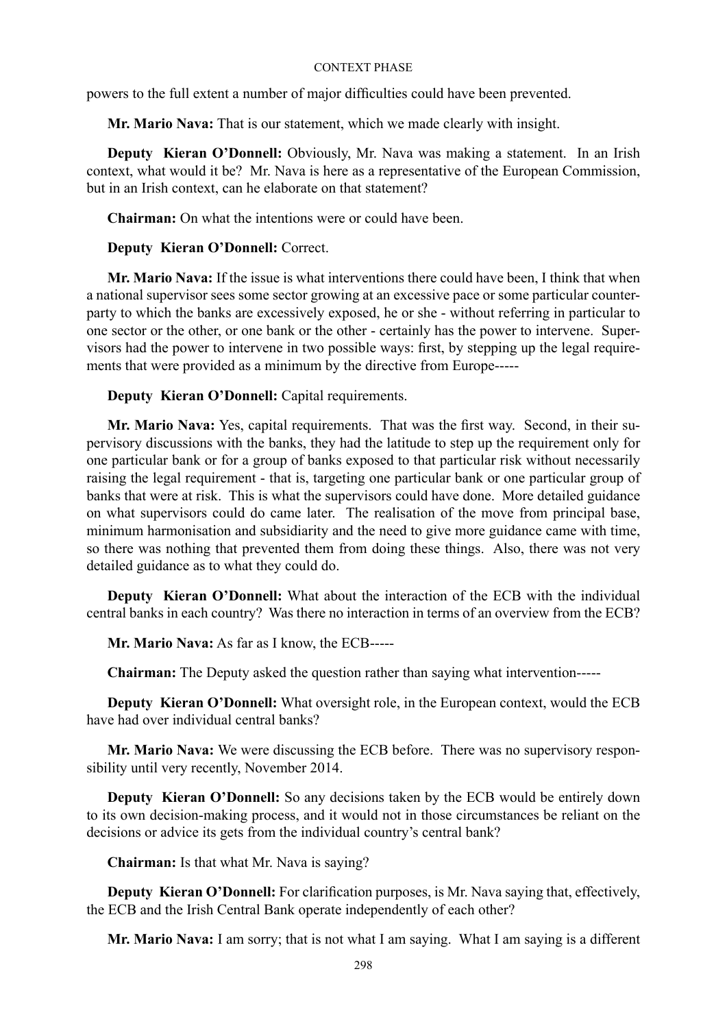powers to the full extent a number of major difficulties could have been prevented.

**Mr. Mario Nava:** That is our statement, which we made clearly with insight.

**Deputy Kieran O'Donnell:** Obviously, Mr. Nava was making a statement. In an Irish context, what would it be? Mr. Nava is here as a representative of the European Commission, but in an Irish context, can he elaborate on that statement?

**Chairman:** On what the intentions were or could have been.

**Deputy Kieran O'Donnell:** Correct.

**Mr. Mario Nava:** If the issue is what interventions there could have been, I think that when a national supervisor sees some sector growing at an excessive pace or some particular counterparty to which the banks are excessively exposed, he or she - without referring in particular to one sector or the other, or one bank or the other - certainly has the power to intervene. Supervisors had the power to intervene in two possible ways: first, by stepping up the legal requirements that were provided as a minimum by the directive from Europe-----

**Deputy Kieran O'Donnell:** Capital requirements.

**Mr. Mario Nava:** Yes, capital requirements. That was the first way. Second, in their supervisory discussions with the banks, they had the latitude to step up the requirement only for one particular bank or for a group of banks exposed to that particular risk without necessarily raising the legal requirement - that is, targeting one particular bank or one particular group of banks that were at risk. This is what the supervisors could have done. More detailed guidance on what supervisors could do came later. The realisation of the move from principal base, minimum harmonisation and subsidiarity and the need to give more guidance came with time, so there was nothing that prevented them from doing these things. Also, there was not very detailed guidance as to what they could do.

**Deputy Kieran O'Donnell:** What about the interaction of the ECB with the individual central banks in each country? Was there no interaction in terms of an overview from the ECB?

**Mr. Mario Nava:** As far as I know, the ECB-----

**Chairman:** The Deputy asked the question rather than saying what intervention-----

**Deputy Kieran O'Donnell:** What oversight role, in the European context, would the ECB have had over individual central banks?

**Mr. Mario Nava:** We were discussing the ECB before. There was no supervisory responsibility until very recently, November 2014.

**Deputy Kieran O'Donnell:** So any decisions taken by the ECB would be entirely down to its own decision-making process, and it would not in those circumstances be reliant on the decisions or advice its gets from the individual country's central bank?

**Chairman:** Is that what Mr. Nava is saying?

**Deputy Kieran O'Donnell:** For clarification purposes, is Mr. Nava saying that, effectively, the ECB and the Irish Central Bank operate independently of each other?

**Mr. Mario Nava:** I am sorry; that is not what I am saying. What I am saying is a different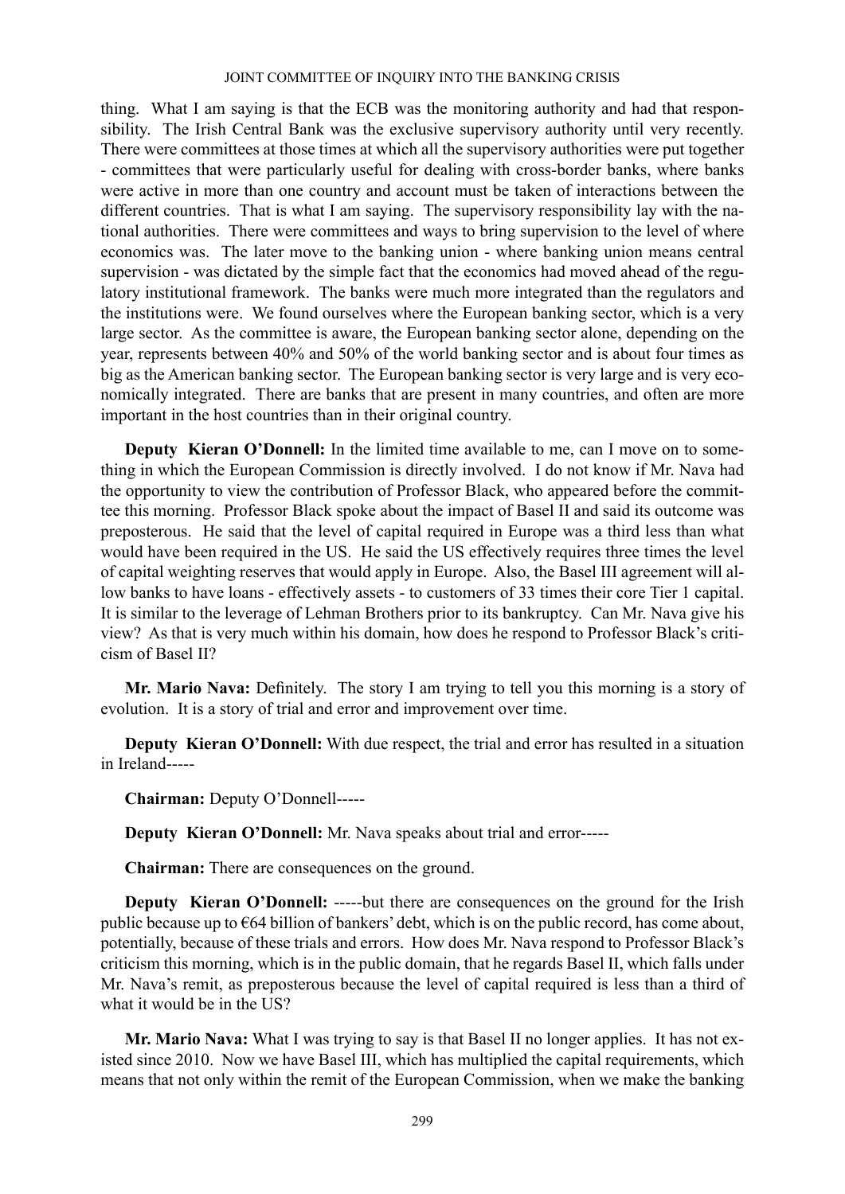thing. What I am saying is that the ECB was the monitoring authority and had that responsibility. The Irish Central Bank was the exclusive supervisory authority until very recently. There were committees at those times at which all the supervisory authorities were put together - committees that were particularly useful for dealing with cross-border banks, where banks were active in more than one country and account must be taken of interactions between the different countries. That is what I am saying. The supervisory responsibility lay with the national authorities. There were committees and ways to bring supervision to the level of where economics was. The later move to the banking union - where banking union means central supervision - was dictated by the simple fact that the economics had moved ahead of the regulatory institutional framework. The banks were much more integrated than the regulators and the institutions were. We found ourselves where the European banking sector, which is a very large sector. As the committee is aware, the European banking sector alone, depending on the year, represents between 40% and 50% of the world banking sector and is about four times as big as the American banking sector. The European banking sector is very large and is very economically integrated. There are banks that are present in many countries, and often are more important in the host countries than in their original country.

**Deputy Kieran O'Donnell:** In the limited time available to me, can I move on to something in which the European Commission is directly involved. I do not know if Mr. Nava had the opportunity to view the contribution of Professor Black, who appeared before the committee this morning. Professor Black spoke about the impact of Basel II and said its outcome was preposterous. He said that the level of capital required in Europe was a third less than what would have been required in the US. He said the US effectively requires three times the level of capital weighting reserves that would apply in Europe. Also, the Basel III agreement will allow banks to have loans - effectively assets - to customers of 33 times their core Tier 1 capital. It is similar to the leverage of Lehman Brothers prior to its bankruptcy. Can Mr. Nava give his view? As that is very much within his domain, how does he respond to Professor Black's criticism of Basel II?

**Mr. Mario Nava:** Definitely. The story I am trying to tell you this morning is a story of evolution. It is a story of trial and error and improvement over time.

**Deputy Kieran O'Donnell:** With due respect, the trial and error has resulted in a situation in Ireland-----

**Chairman:** Deputy O'Donnell-----

**Deputy Kieran O'Donnell:** Mr. Nava speaks about trial and error-----

**Chairman:** There are consequences on the ground.

**Deputy Kieran O'Donnell:** -----but there are consequences on the ground for the Irish public because up to €64 billion of bankers' debt, which is on the public record, has come about, potentially, because of these trials and errors. How does Mr. Nava respond to Professor Black's criticism this morning, which is in the public domain, that he regards Basel II, which falls under Mr. Nava's remit, as preposterous because the level of capital required is less than a third of what it would be in the US?

**Mr. Mario Nava:** What I was trying to say is that Basel II no longer applies. It has not existed since 2010. Now we have Basel III, which has multiplied the capital requirements, which means that not only within the remit of the European Commission, when we make the banking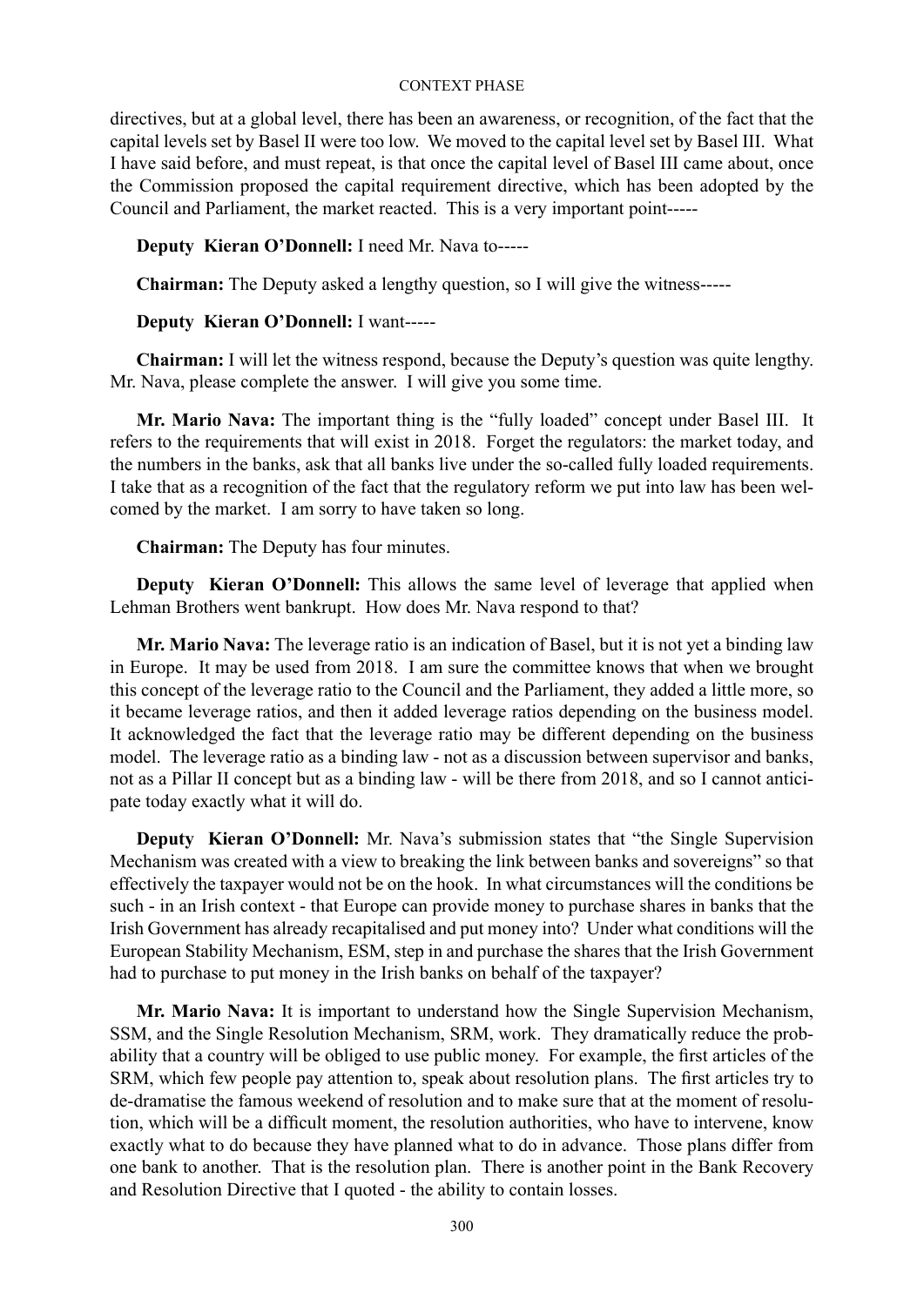directives, but at a global level, there has been an awareness, or recognition, of the fact that the capital levels set by Basel II were too low. We moved to the capital level set by Basel III. What I have said before, and must repeat, is that once the capital level of Basel III came about, once the Commission proposed the capital requirement directive, which has been adopted by the Council and Parliament, the market reacted. This is a very important point-----

**Deputy Kieran O'Donnell:** I need Mr. Nava to-----

**Chairman:** The Deputy asked a lengthy question, so I will give the witness-----

**Deputy Kieran O'Donnell:** I want-----

**Chairman:** I will let the witness respond, because the Deputy's question was quite lengthy. Mr. Nava, please complete the answer. I will give you some time.

**Mr. Mario Nava:** The important thing is the "fully loaded" concept under Basel III. It refers to the requirements that will exist in 2018. Forget the regulators: the market today, and the numbers in the banks, ask that all banks live under the so-called fully loaded requirements. I take that as a recognition of the fact that the regulatory reform we put into law has been welcomed by the market. I am sorry to have taken so long.

**Chairman:** The Deputy has four minutes.

**Deputy Kieran O'Donnell:** This allows the same level of leverage that applied when Lehman Brothers went bankrupt. How does Mr. Nava respond to that?

**Mr. Mario Nava:** The leverage ratio is an indication of Basel, but it is not yet a binding law in Europe. It may be used from 2018. I am sure the committee knows that when we brought this concept of the leverage ratio to the Council and the Parliament, they added a little more, so it became leverage ratios, and then it added leverage ratios depending on the business model. It acknowledged the fact that the leverage ratio may be different depending on the business model. The leverage ratio as a binding law - not as a discussion between supervisor and banks, not as a Pillar II concept but as a binding law - will be there from 2018, and so I cannot anticipate today exactly what it will do.

**Deputy Kieran O'Donnell:** Mr. Nava's submission states that "the Single Supervision Mechanism was created with a view to breaking the link between banks and sovereigns" so that effectively the taxpayer would not be on the hook. In what circumstances will the conditions be such - in an Irish context - that Europe can provide money to purchase shares in banks that the Irish Government has already recapitalised and put money into? Under what conditions will the European Stability Mechanism, ESM, step in and purchase the shares that the Irish Government had to purchase to put money in the Irish banks on behalf of the taxpayer?

**Mr. Mario Nava:** It is important to understand how the Single Supervision Mechanism, SSM, and the Single Resolution Mechanism, SRM, work. They dramatically reduce the probability that a country will be obliged to use public money. For example, the first articles of the SRM, which few people pay attention to, speak about resolution plans. The first articles try to de-dramatise the famous weekend of resolution and to make sure that at the moment of resolution, which will be a difficult moment, the resolution authorities, who have to intervene, know exactly what to do because they have planned what to do in advance. Those plans differ from one bank to another. That is the resolution plan. There is another point in the Bank Recovery and Resolution Directive that I quoted - the ability to contain losses.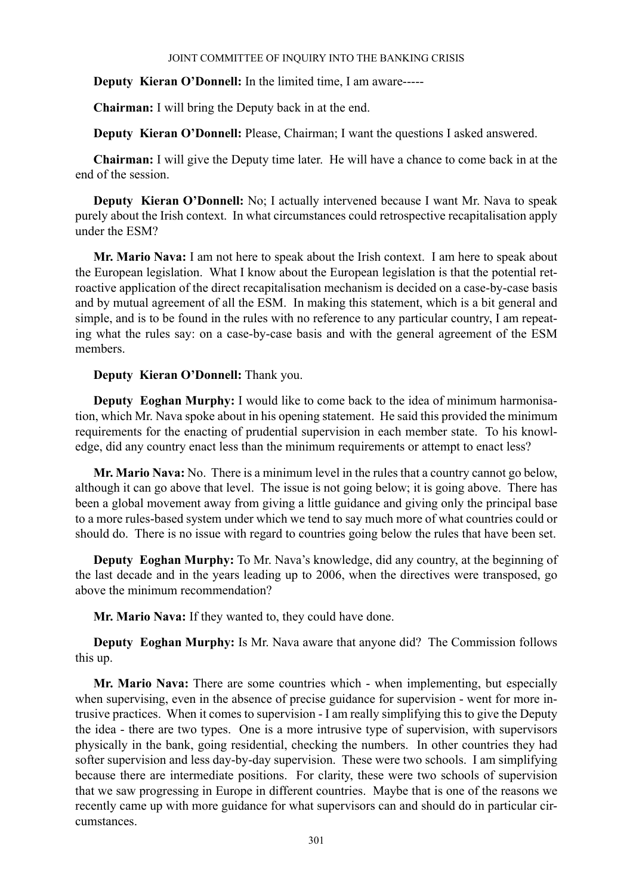**Deputy Kieran O'Donnell:** In the limited time, I am aware-----

**Chairman:** I will bring the Deputy back in at the end.

**Deputy Kieran O'Donnell:** Please, Chairman; I want the questions I asked answered.

**Chairman:** I will give the Deputy time later. He will have a chance to come back in at the end of the session.

**Deputy Kieran O'Donnell:** No; I actually intervened because I want Mr. Nava to speak purely about the Irish context. In what circumstances could retrospective recapitalisation apply under the ESM?

**Mr. Mario Nava:** I am not here to speak about the Irish context. I am here to speak about the European legislation. What I know about the European legislation is that the potential retroactive application of the direct recapitalisation mechanism is decided on a case-by-case basis and by mutual agreement of all the ESM. In making this statement, which is a bit general and simple, and is to be found in the rules with no reference to any particular country, I am repeating what the rules say: on a case-by-case basis and with the general agreement of the ESM members.

**Deputy Kieran O'Donnell:** Thank you.

**Deputy Eoghan Murphy:** I would like to come back to the idea of minimum harmonisation, which Mr. Nava spoke about in his opening statement. He said this provided the minimum requirements for the enacting of prudential supervision in each member state. To his knowledge, did any country enact less than the minimum requirements or attempt to enact less?

**Mr. Mario Nava:** No. There is a minimum level in the rules that a country cannot go below, although it can go above that level. The issue is not going below; it is going above. There has been a global movement away from giving a little guidance and giving only the principal base to a more rules-based system under which we tend to say much more of what countries could or should do. There is no issue with regard to countries going below the rules that have been set.

**Deputy Eoghan Murphy:** To Mr. Nava's knowledge, did any country, at the beginning of the last decade and in the years leading up to 2006, when the directives were transposed, go above the minimum recommendation?

**Mr. Mario Nava:** If they wanted to, they could have done.

**Deputy Eoghan Murphy:** Is Mr. Nava aware that anyone did? The Commission follows this up.

**Mr. Mario Nava:** There are some countries which - when implementing, but especially when supervising, even in the absence of precise guidance for supervision - went for more intrusive practices. When it comes to supervision - I am really simplifying this to give the Deputy the idea - there are two types. One is a more intrusive type of supervision, with supervisors physically in the bank, going residential, checking the numbers. In other countries they had softer supervision and less day-by-day supervision. These were two schools. I am simplifying because there are intermediate positions. For clarity, these were two schools of supervision that we saw progressing in Europe in different countries. Maybe that is one of the reasons we recently came up with more guidance for what supervisors can and should do in particular circumstances.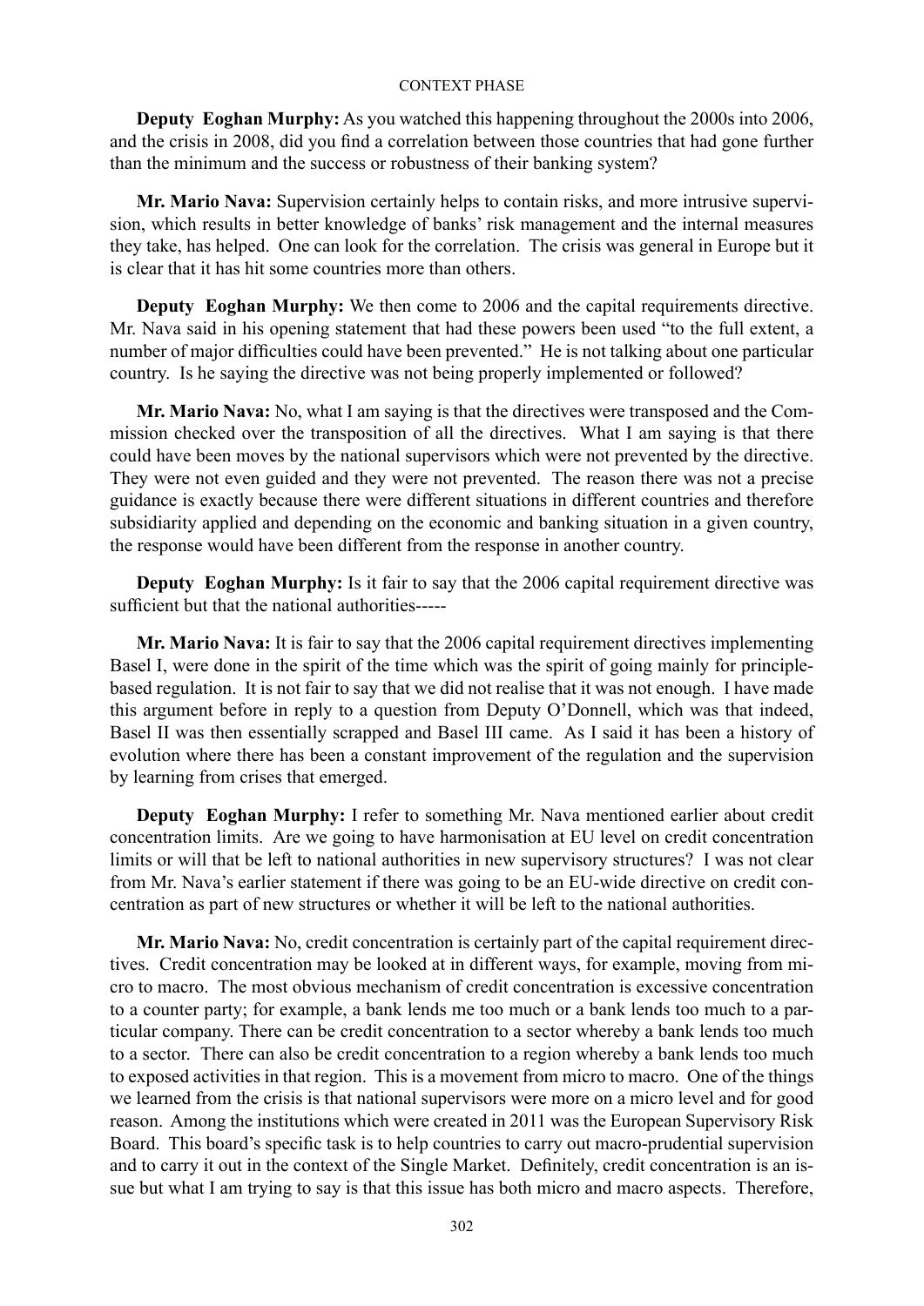**Deputy Eoghan Murphy:** As you watched this happening throughout the 2000s into 2006, and the crisis in 2008, did you find a correlation between those countries that had gone further than the minimum and the success or robustness of their banking system?

**Mr. Mario Nava:** Supervision certainly helps to contain risks, and more intrusive supervision, which results in better knowledge of banks' risk management and the internal measures they take, has helped. One can look for the correlation. The crisis was general in Europe but it is clear that it has hit some countries more than others.

**Deputy Eoghan Murphy:** We then come to 2006 and the capital requirements directive. Mr. Nava said in his opening statement that had these powers been used "to the full extent, a number of major difficulties could have been prevented." He is not talking about one particular country. Is he saying the directive was not being properly implemented or followed?

**Mr. Mario Nava:** No, what I am saying is that the directives were transposed and the Commission checked over the transposition of all the directives. What I am saying is that there could have been moves by the national supervisors which were not prevented by the directive. They were not even guided and they were not prevented. The reason there was not a precise guidance is exactly because there were different situations in different countries and therefore subsidiarity applied and depending on the economic and banking situation in a given country, the response would have been different from the response in another country.

**Deputy Eoghan Murphy:** Is it fair to say that the 2006 capital requirement directive was sufficient but that the national authorities-----

**Mr. Mario Nava:** It is fair to say that the 2006 capital requirement directives implementing Basel I, were done in the spirit of the time which was the spirit of going mainly for principle-based regulation. It is not fair to say that we did not realise that it was not enough. I have made this argument before in reply to a question from Deputy O'Donnell, which was that indeed, Basel II was then essentially scrapped and Basel III came. As I said it has been a history of evolution where there has been a constant improvement of the regulation and the supervision by learning from crises that emerged.

**Deputy Eoghan Murphy:** I refer to something Mr. Nava mentioned earlier about credit concentration limits. Are we going to have harmonisation at EU level on credit concentration limits or will that be left to national authorities in new supervisory structures? I was not clear from Mr. Nava's earlier statement if there was going to be an EU-wide directive on credit concentration as part of new structures or whether it will be left to the national authorities.

**Mr. Mario Nava:** No, credit concentration is certainly part of the capital requirement directives. Credit concentration may be looked at in different ways, for example, moving from micro to macro. The most obvious mechanism of credit concentration is excessive concentration to a counter party; for example, a bank lends me too much or a bank lends too much to a particular company. There can be credit concentration to a sector whereby a bank lends too much to a sector. There can also be credit concentration to a region whereby a bank lends too much to exposed activities in that region. This is a movement from micro to macro. One of the things we learned from the crisis is that national supervisors were more on a micro level and for good reason. Among the institutions which were created in 2011 was the European Supervisory Risk Board. This board's specific task is to help countries to carry out macro-prudential supervision and to carry it out in the context of the Single Market. Definitely, credit concentration is an issue but what I am trying to say is that this issue has both micro and macro aspects. Therefore,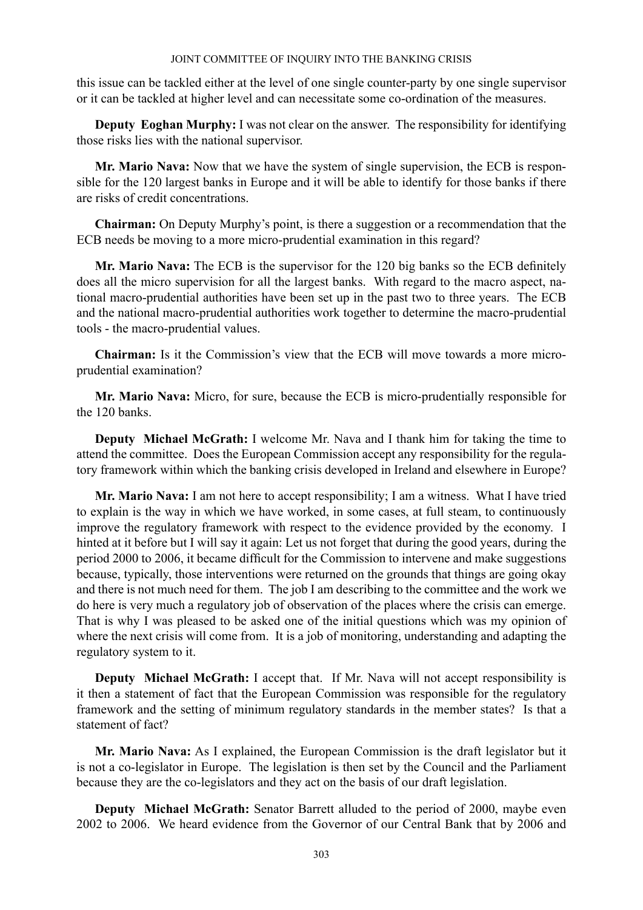this issue can be tackled either at the level of one single counter-party by one single supervisor or it can be tackled at higher level and can necessitate some co-ordination of the measures.

**Deputy Eoghan Murphy:** I was not clear on the answer. The responsibility for identifying those risks lies with the national supervisor.

**Mr. Mario Nava:** Now that we have the system of single supervision, the ECB is responsible for the 120 largest banks in Europe and it will be able to identify for those banks if there are risks of credit concentrations.

**Chairman:** On Deputy Murphy's point, is there a suggestion or a recommendation that the ECB needs be moving to a more micro-prudential examination in this regard?

**Mr. Mario Nava:** The ECB is the supervisor for the 120 big banks so the ECB definitely does all the micro supervision for all the largest banks. With regard to the macro aspect, national macro-prudential authorities have been set up in the past two to three years. The ECB and the national macro-prudential authorities work together to determine the macro-prudential tools - the macro-prudential values.

**Chairman:** Is it the Commission's view that the ECB will move towards a more micro-prudential examination?

**Mr. Mario Nava:** Micro, for sure, because the ECB is micro-prudentially responsible for the 120 banks.

**Deputy Michael McGrath:** I welcome Mr. Nava and I thank him for taking the time to attend the committee. Does the European Commission accept any responsibility for the regulatory framework within which the banking crisis developed in Ireland and elsewhere in Europe?

**Mr. Mario Nava:** I am not here to accept responsibility; I am a witness. What I have tried to explain is the way in which we have worked, in some cases, at full steam, to continuously improve the regulatory framework with respect to the evidence provided by the economy. I hinted at it before but I will say it again: Let us not forget that during the good years, during the period 2000 to 2006, it became difficult for the Commission to intervene and make suggestions because, typically, those interventions were returned on the grounds that things are going okay and there is not much need for them. The job I am describing to the committee and the work we do here is very much a regulatory job of observation of the places where the crisis can emerge. That is why I was pleased to be asked one of the initial questions which was my opinion of where the next crisis will come from. It is a job of monitoring, understanding and adapting the regulatory system to it.

**Deputy Michael McGrath:** I accept that. If Mr. Nava will not accept responsibility is it then a statement of fact that the European Commission was responsible for the regulatory framework and the setting of minimum regulatory standards in the member states? Is that a statement of fact?

**Mr. Mario Nava:** As I explained, the European Commission is the draft legislator but it is not a co-legislator in Europe. The legislation is then set by the Council and the Parliament because they are the co-legislators and they act on the basis of our draft legislation.

**Deputy Michael McGrath:** Senator Barrett alluded to the period of 2000, maybe even 2002 to 2006. We heard evidence from the Governor of our Central Bank that by 2006 and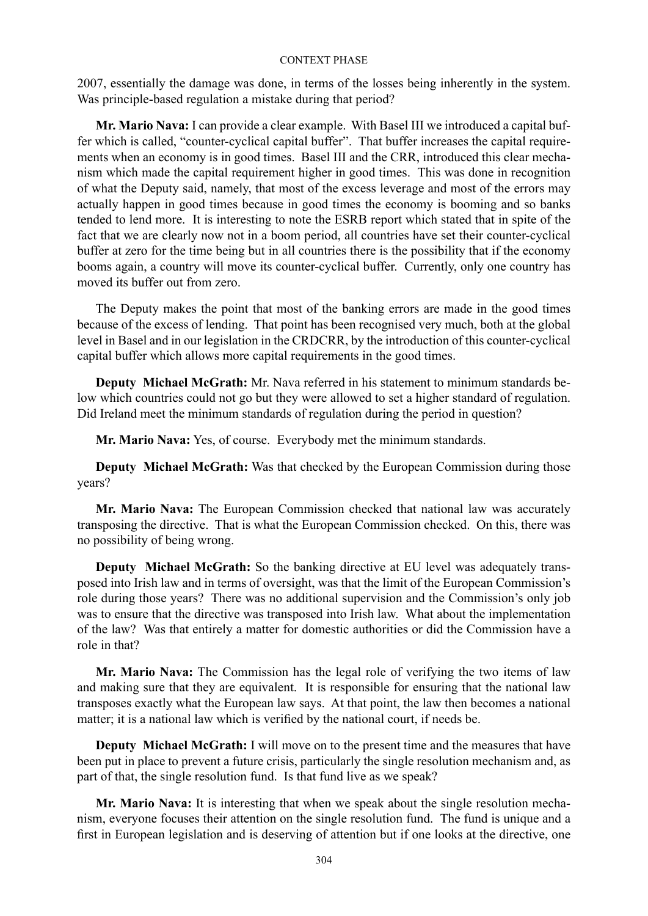2007, essentially the damage was done, in terms of the losses being inherently in the system. Was principle-based regulation a mistake during that period?

**Mr. Mario Nava:** I can provide a clear example. With Basel III we introduced a capital buffer which is called, "counter-cyclical capital buffer". That buffer increases the capital requirements when an economy is in good times. Basel III and the CRR, introduced this clear mechanism which made the capital requirement higher in good times. This was done in recognition of what the Deputy said, namely, that most of the excess leverage and most of the errors may actually happen in good times because in good times the economy is booming and so banks tended to lend more. It is interesting to note the ESRB report which stated that in spite of the fact that we are clearly now not in a boom period, all countries have set their counter-cyclical buffer at zero for the time being but in all countries there is the possibility that if the economy booms again, a country will move its counter-cyclical buffer. Currently, only one country has moved its buffer out from zero.

The Deputy makes the point that most of the banking errors are made in the good times because of the excess of lending. That point has been recognised very much, both at the global level in Basel and in our legislation in the CRDCRR, by the introduction of this counter-cyclical capital buffer which allows more capital requirements in the good times.

**Deputy Michael McGrath:** Mr. Nava referred in his statement to minimum standards below which countries could not go but they were allowed to set a higher standard of regulation. Did Ireland meet the minimum standards of regulation during the period in question?

**Mr. Mario Nava:** Yes, of course. Everybody met the minimum standards.

**Deputy Michael McGrath:** Was that checked by the European Commission during those years?

**Mr. Mario Nava:** The European Commission checked that national law was accurately transposing the directive. That is what the European Commission checked. On this, there was no possibility of being wrong.

**Deputy Michael McGrath:** So the banking directive at EU level was adequately transposed into Irish law and in terms of oversight, was that the limit of the European Commission's role during those years? There was no additional supervision and the Commission's only job was to ensure that the directive was transposed into Irish law. What about the implementation of the law? Was that entirely a matter for domestic authorities or did the Commission have a role in that?

**Mr. Mario Nava:** The Commission has the legal role of verifying the two items of law and making sure that they are equivalent. It is responsible for ensuring that the national law transposes exactly what the European law says. At that point, the law then becomes a national matter; it is a national law which is verified by the national court, if needs be.

**Deputy Michael McGrath:** I will move on to the present time and the measures that have been put in place to prevent a future crisis, particularly the single resolution mechanism and, as part of that, the single resolution fund. Is that fund live as we speak?

**Mr. Mario Nava:** It is interesting that when we speak about the single resolution mechanism, everyone focuses their attention on the single resolution fund. The fund is unique and a first in European legislation and is deserving of attention but if one looks at the directive, one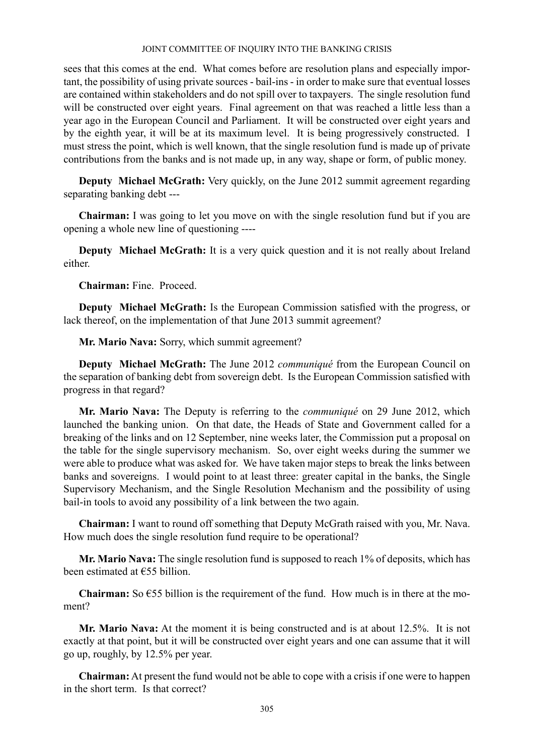sees that this comes at the end. What comes before are resolution plans and especially important, the possibility of using private sources - bail-ins - in order to make sure that eventual losses are contained within stakeholders and do not spill over to taxpayers. The single resolution fund will be constructed over eight years. Final agreement on that was reached a little less than a year ago in the European Council and Parliament. It will be constructed over eight years and by the eighth year, it will be at its maximum level. It is being progressively constructed. I must stress the point, which is well known, that the single resolution fund is made up of private contributions from the banks and is not made up, in any way, shape or form, of public money.

**Deputy Michael McGrath:** Very quickly, on the June 2012 summit agreement regarding separating banking debt ---

**Chairman:** I was going to let you move on with the single resolution fund but if you are opening a whole new line of questioning ----

**Deputy Michael McGrath:** It is a very quick question and it is not really about Ireland either.

**Chairman:** Fine. Proceed.

**Deputy Michael McGrath:** Is the European Commission satisfied with the progress, or lack thereof, on the implementation of that June 2013 summit agreement?

**Mr. Mario Nava:** Sorry, which summit agreement?

**Deputy Michael McGrath:** The June 2012 *communiqué* from the European Council on the separation of banking debt from sovereign debt. Is the European Commission satisfied with progress in that regard?

**Mr. Mario Nava:** The Deputy is referring to the *communiqué* on 29 June 2012, which launched the banking union. On that date, the Heads of State and Government called for a breaking of the links and on 12 September, nine weeks later, the Commission put a proposal on the table for the single supervisory mechanism. So, over eight weeks during the summer we were able to produce what was asked for. We have taken major steps to break the links between banks and sovereigns. I would point to at least three: greater capital in the banks, the Single Supervisory Mechanism, and the Single Resolution Mechanism and the possibility of using bail-in tools to avoid any possibility of a link between the two again.

**Chairman:** I want to round off something that Deputy McGrath raised with you, Mr. Nava. How much does the single resolution fund require to be operational?

**Mr. Mario Nava:** The single resolution fund is supposed to reach 1% of deposits, which has been estimated at €55 billion.

**Chairman:** So €55 billion is the requirement of the fund. How much is in there at the moment?

**Mr. Mario Nava:** At the moment it is being constructed and is at about 12.5%. It is not exactly at that point, but it will be constructed over eight years and one can assume that it will go up, roughly, by 12.5% per year.

**Chairman:** At present the fund would not be able to cope with a crisis if one were to happen in the short term. Is that correct?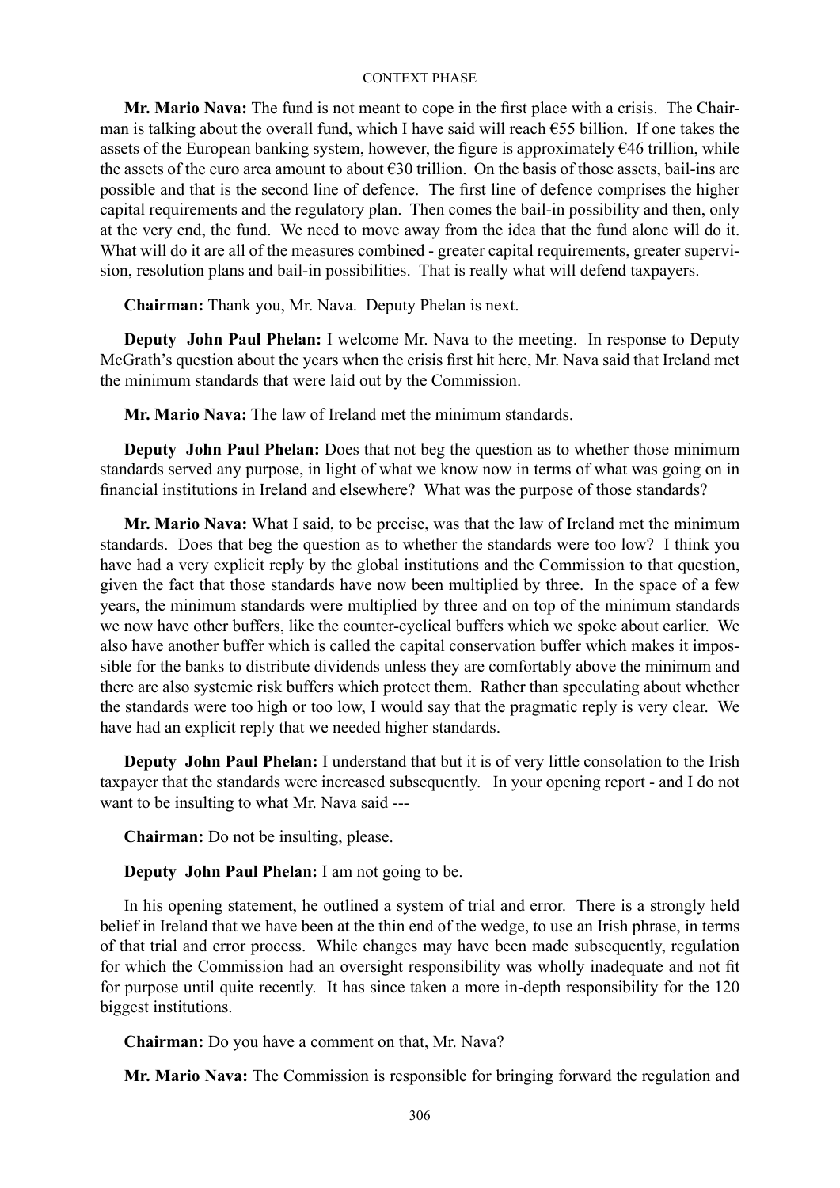**Mr. Mario Nava:** The fund is not meant to cope in the first place with a crisis. The Chairman is talking about the overall fund, which I have said will reach €55 billion. If one takes the assets of the European banking system, however, the figure is approximately €46 trillion, while the assets of the euro area amount to about €30 trillion. On the basis of those assets, bail-ins are possible and that is the second line of defence. The first line of defence comprises the higher capital requirements and the regulatory plan. Then comes the bail-in possibility and then, only at the very end, the fund. We need to move away from the idea that the fund alone will do it. What will do it are all of the measures combined - greater capital requirements, greater supervision, resolution plans and bail-in possibilities. That is really what will defend taxpayers.

**Chairman:** Thank you, Mr. Nava. Deputy Phelan is next.

**Deputy John Paul Phelan:** I welcome Mr. Nava to the meeting. In response to Deputy McGrath's question about the years when the crisis first hit here, Mr. Nava said that Ireland met the minimum standards that were laid out by the Commission.

**Mr. Mario Nava:** The law of Ireland met the minimum standards.

**Deputy John Paul Phelan:** Does that not beg the question as to whether those minimum standards served any purpose, in light of what we know now in terms of what was going on in financial institutions in Ireland and elsewhere? What was the purpose of those standards?

**Mr. Mario Nava:** What I said, to be precise, was that the law of Ireland met the minimum standards. Does that beg the question as to whether the standards were too low? I think you have had a very explicit reply by the global institutions and the Commission to that question, given the fact that those standards have now been multiplied by three. In the space of a few years, the minimum standards were multiplied by three and on top of the minimum standards we now have other buffers, like the counter-cyclical buffers which we spoke about earlier. We also have another buffer which is called the capital conservation buffer which makes it impossible for the banks to distribute dividends unless they are comfortably above the minimum and there are also systemic risk buffers which protect them. Rather than speculating about whether the standards were too high or too low, I would say that the pragmatic reply is very clear. We have had an explicit reply that we needed higher standards.

**Deputy John Paul Phelan:** I understand that but it is of very little consolation to the Irish taxpayer that the standards were increased subsequently. In your opening report - and I do not want to be insulting to what Mr. Nava said ---

**Chairman:** Do not be insulting, please.

**Deputy John Paul Phelan:** I am not going to be.

In his opening statement, he outlined a system of trial and error. There is a strongly held belief in Ireland that we have been at the thin end of the wedge, to use an Irish phrase, in terms of that trial and error process. While changes may have been made subsequently, regulation for which the Commission had an oversight responsibility was wholly inadequate and not fit for purpose until quite recently. It has since taken a more in-depth responsibility for the 120 biggest institutions.

**Chairman:** Do you have a comment on that, Mr. Nava?

**Mr. Mario Nava:** The Commission is responsible for bringing forward the regulation and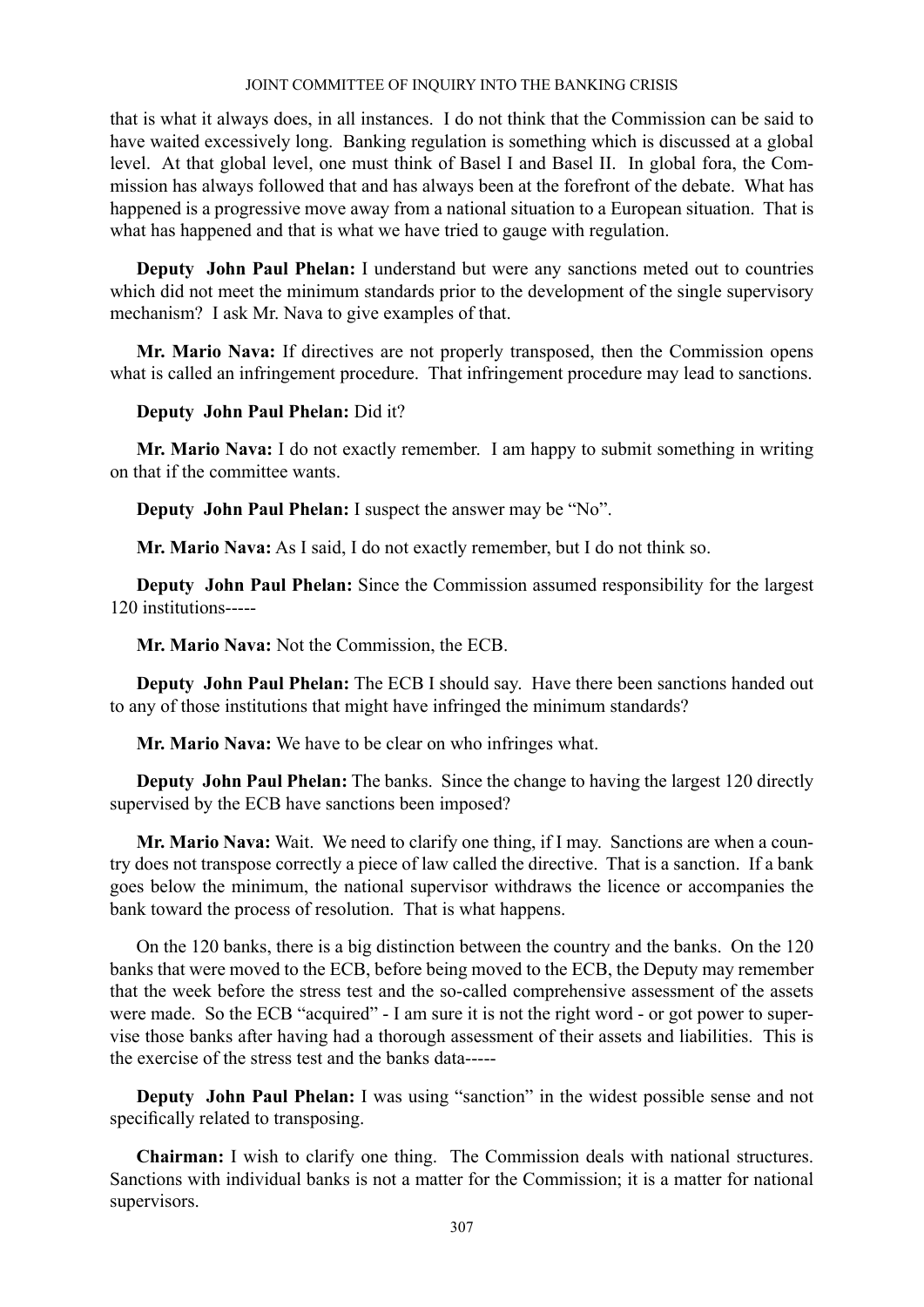that is what it always does, in all instances. I do not think that the Commission can be said to have waited excessively long. Banking regulation is something which is discussed at a global level. At that global level, one must think of Basel I and Basel II. In global fora, the Commission has always followed that and has always been at the forefront of the debate. What has happened is a progressive move away from a national situation to a European situation. That is what has happened and that is what we have tried to gauge with regulation.

**Deputy John Paul Phelan:** I understand but were any sanctions meted out to countries which did not meet the minimum standards prior to the development of the single supervisory mechanism? I ask Mr. Nava to give examples of that.

**Mr. Mario Nava:** If directives are not properly transposed, then the Commission opens what is called an infringement procedure. That infringement procedure may lead to sanctions.

**Deputy John Paul Phelan:** Did it?

**Mr. Mario Nava:** I do not exactly remember. I am happy to submit something in writing on that if the committee wants.

**Deputy John Paul Phelan:** I suspect the answer may be "No".

**Mr. Mario Nava:** As I said, I do not exactly remember, but I do not think so.

**Deputy John Paul Phelan:** Since the Commission assumed responsibility for the largest 120 institutions-----

**Mr. Mario Nava:** Not the Commission, the ECB.

**Deputy John Paul Phelan:** The ECB I should say. Have there been sanctions handed out to any of those institutions that might have infringed the minimum standards?

**Mr. Mario Nava:** We have to be clear on who infringes what.

**Deputy John Paul Phelan:** The banks. Since the change to having the largest 120 directly supervised by the ECB have sanctions been imposed?

**Mr. Mario Nava:** Wait. We need to clarify one thing, if I may. Sanctions are when a country does not transpose correctly a piece of law called the directive. That is a sanction. If a bank goes below the minimum, the national supervisor withdraws the licence or accompanies the bank toward the process of resolution. That is what happens.

On the 120 banks, there is a big distinction between the country and the banks. On the 120 banks that were moved to the ECB, before being moved to the ECB, the Deputy may remember that the week before the stress test and the so-called comprehensive assessment of the assets were made. So the ECB "acquired" - I am sure it is not the right word - or got power to supervise those banks after having had a thorough assessment of their assets and liabilities. This is the exercise of the stress test and the banks data-----

**Deputy John Paul Phelan:** I was using "sanction" in the widest possible sense and not specifically related to transposing.

**Chairman:** I wish to clarify one thing. The Commission deals with national structures. Sanctions with individual banks is not a matter for the Commission; it is a matter for national supervisors.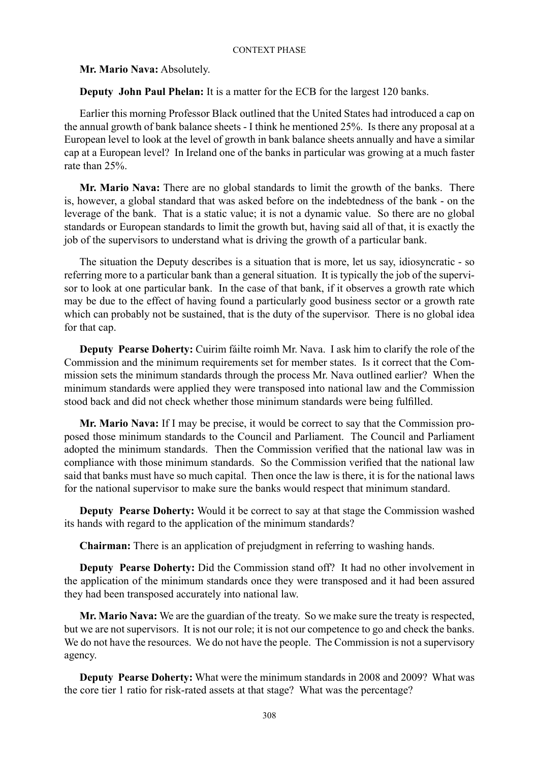**Mr. Mario Nava:** Absolutely.

**Deputy John Paul Phelan:** It is a matter for the ECB for the largest 120 banks.

Earlier this morning Professor Black outlined that the United States had introduced a cap on the annual growth of bank balance sheets - I think he mentioned 25%. Is there any proposal at a European level to look at the level of growth in bank balance sheets annually and have a similar cap at a European level? In Ireland one of the banks in particular was growing at a much faster rate than 25%.

**Mr. Mario Nava:** There are no global standards to limit the growth of the banks. There is, however, a global standard that was asked before on the indebtedness of the bank - on the leverage of the bank. That is a static value; it is not a dynamic value. So there are no global standards or European standards to limit the growth but, having said all of that, it is exactly the job of the supervisors to understand what is driving the growth of a particular bank.

The situation the Deputy describes is a situation that is more, let us say, idiosyncratic - so referring more to a particular bank than a general situation. It is typically the job of the supervisor to look at one particular bank. In the case of that bank, if it observes a growth rate which may be due to the effect of having found a particularly good business sector or a growth rate which can probably not be sustained, that is the duty of the supervisor. There is no global idea for that cap.

**Deputy Pearse Doherty:** Cuirim fáilte roimh Mr. Nava. I ask him to clarify the role of the Commission and the minimum requirements set for member states. Is it correct that the Commission sets the minimum standards through the process Mr. Nava outlined earlier? When the minimum standards were applied they were transposed into national law and the Commission stood back and did not check whether those minimum standards were being fulfilled.

**Mr. Mario Nava:** If I may be precise, it would be correct to say that the Commission proposed those minimum standards to the Council and Parliament. The Council and Parliament adopted the minimum standards. Then the Commission verified that the national law was in compliance with those minimum standards. So the Commission verified that the national law said that banks must have so much capital. Then once the law is there, it is for the national laws for the national supervisor to make sure the banks would respect that minimum standard.

**Deputy Pearse Doherty:** Would it be correct to say at that stage the Commission washed its hands with regard to the application of the minimum standards?

**Chairman:** There is an application of prejudgment in referring to washing hands.

**Deputy Pearse Doherty:** Did the Commission stand off? It had no other involvement in the application of the minimum standards once they were transposed and it had been assured they had been transposed accurately into national law.

**Mr. Mario Nava:** We are the guardian of the treaty. So we make sure the treaty is respected, but we are not supervisors. It is not our role; it is not our competence to go and check the banks. We do not have the resources. We do not have the people. The Commission is not a supervisory agency.

**Deputy Pearse Doherty:** What were the minimum standards in 2008 and 2009? What was the core tier 1 ratio for risk-rated assets at that stage? What was the percentage?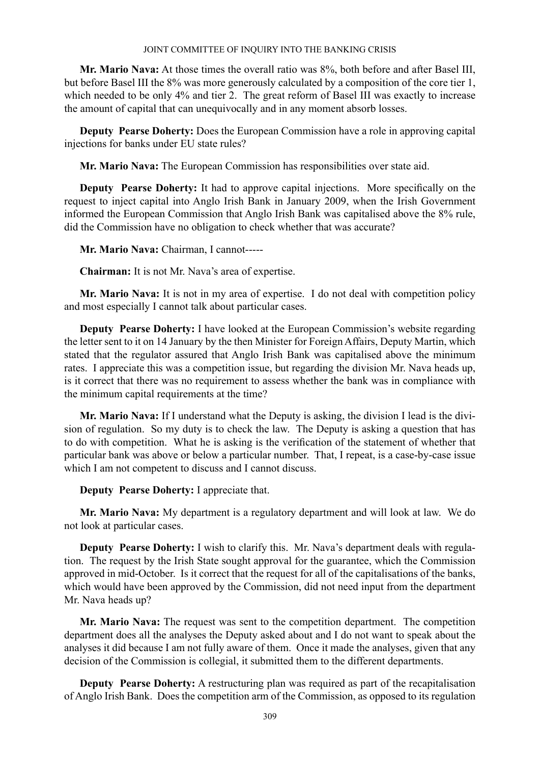**Mr. Mario Nava:** At those times the overall ratio was 8%, both before and after Basel III, but before Basel III the 8% was more generously calculated by a composition of the core tier 1, which needed to be only 4% and tier 2. The great reform of Basel III was exactly to increase the amount of capital that can unequivocally and in any moment absorb losses.

**Deputy Pearse Doherty:** Does the European Commission have a role in approving capital injections for banks under EU state rules?

**Mr. Mario Nava:** The European Commission has responsibilities over state aid.

**Deputy Pearse Doherty:** It had to approve capital injections. More specifically on the request to inject capital into Anglo Irish Bank in January 2009, when the Irish Government informed the European Commission that Anglo Irish Bank was capitalised above the 8% rule, did the Commission have no obligation to check whether that was accurate?

**Mr. Mario Nava:** Chairman, I cannot-----

**Chairman:** It is not Mr. Nava's area of expertise.

**Mr. Mario Nava:** It is not in my area of expertise. I do not deal with competition policy and most especially I cannot talk about particular cases.

**Deputy Pearse Doherty:** I have looked at the European Commission's website regarding the letter sent to it on 14 January by the then Minister for Foreign Affairs, Deputy Martin, which stated that the regulator assured that Anglo Irish Bank was capitalised above the minimum rates. I appreciate this was a competition issue, but regarding the division Mr. Nava heads up, is it correct that there was no requirement to assess whether the bank was in compliance with the minimum capital requirements at the time?

**Mr. Mario Nava:** If I understand what the Deputy is asking, the division I lead is the division of regulation. So my duty is to check the law. The Deputy is asking a question that has to do with competition. What he is asking is the verification of the statement of whether that particular bank was above or below a particular number. That, I repeat, is a case-by-case issue which I am not competent to discuss and I cannot discuss.

**Deputy Pearse Doherty:** I appreciate that.

**Mr. Mario Nava:** My department is a regulatory department and will look at law. We do not look at particular cases.

**Deputy Pearse Doherty:** I wish to clarify this. Mr. Nava's department deals with regulation. The request by the Irish State sought approval for the guarantee, which the Commission approved in mid-October. Is it correct that the request for all of the capitalisations of the banks, which would have been approved by the Commission, did not need input from the department Mr. Nava heads up?

**Mr. Mario Nava:** The request was sent to the competition department. The competition department does all the analyses the Deputy asked about and I do not want to speak about the analyses it did because I am not fully aware of them. Once it made the analyses, given that any decision of the Commission is collegial, it submitted them to the different departments.

**Deputy Pearse Doherty:** A restructuring plan was required as part of the recapitalisation of Anglo Irish Bank. Does the competition arm of the Commission, as opposed to its regulation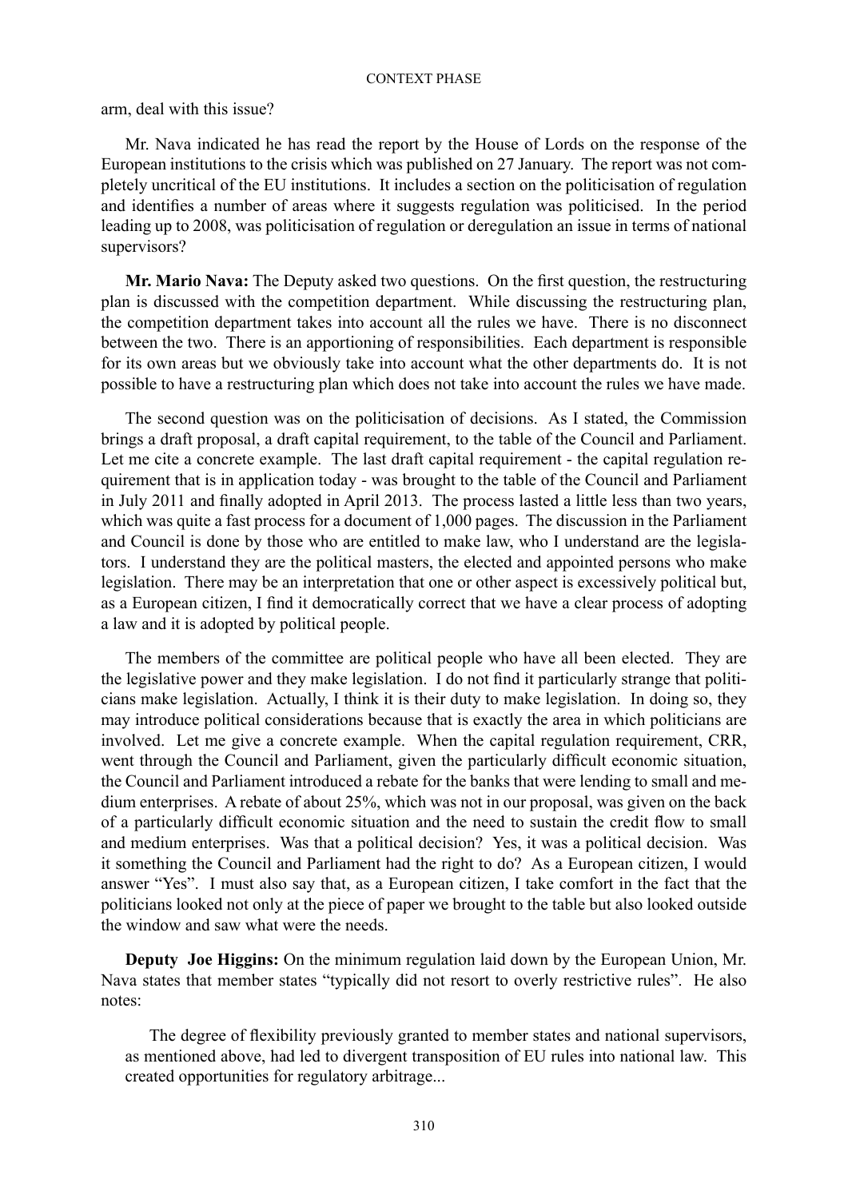arm, deal with this issue?

Mr. Nava indicated he has read the report by the House of Lords on the response of the European institutions to the crisis which was published on 27 January. The report was not completely uncritical of the EU institutions. It includes a section on the politicisation of regulation and identifies a number of areas where it suggests regulation was politicised. In the period leading up to 2008, was politicisation of regulation or deregulation an issue in terms of national supervisors?

**Mr. Mario Nava:** The Deputy asked two questions. On the first question, the restructuring plan is discussed with the competition department. While discussing the restructuring plan, the competition department takes into account all the rules we have. There is no disconnect between the two. There is an apportioning of responsibilities. Each department is responsible for its own areas but we obviously take into account what the other departments do. It is not possible to have a restructuring plan which does not take into account the rules we have made.

The second question was on the politicisation of decisions. As I stated, the Commission brings a draft proposal, a draft capital requirement, to the table of the Council and Parliament. Let me cite a concrete example. The last draft capital requirement - the capital regulation requirement that is in application today - was brought to the table of the Council and Parliament in July 2011 and finally adopted in April 2013. The process lasted a little less than two years, which was quite a fast process for a document of 1,000 pages. The discussion in the Parliament and Council is done by those who are entitled to make law, who I understand are the legislators. I understand they are the political masters, the elected and appointed persons who make legislation. There may be an interpretation that one or other aspect is excessively political but, as a European citizen, I find it democratically correct that we have a clear process of adopting a law and it is adopted by political people.

The members of the committee are political people who have all been elected. They are the legislative power and they make legislation. I do not find it particularly strange that politicians make legislation. Actually, I think it is their duty to make legislation. In doing so, they may introduce political considerations because that is exactly the area in which politicians are involved. Let me give a concrete example. When the capital regulation requirement, CRR, went through the Council and Parliament, given the particularly difficult economic situation, the Council and Parliament introduced a rebate for the banks that were lending to small and medium enterprises. A rebate of about 25%, which was not in our proposal, was given on the back of a particularly difficult economic situation and the need to sustain the credit flow to small and medium enterprises. Was that a political decision? Yes, it was a political decision. Was it something the Council and Parliament had the right to do? As a European citizen, I would answer "Yes". I must also say that, as a European citizen, I take comfort in the fact that the politicians looked not only at the piece of paper we brought to the table but also looked outside the window and saw what were the needs.

**Deputy Joe Higgins:** On the minimum regulation laid down by the European Union, Mr. Nava states that member states "typically did not resort to overly restrictive rules". He also notes:

> The degree of flexibility previously granted to member states and national supervisors, as mentioned above, had led to divergent transposition of EU rules into national law. This created opportunities for regulatory arbitrage...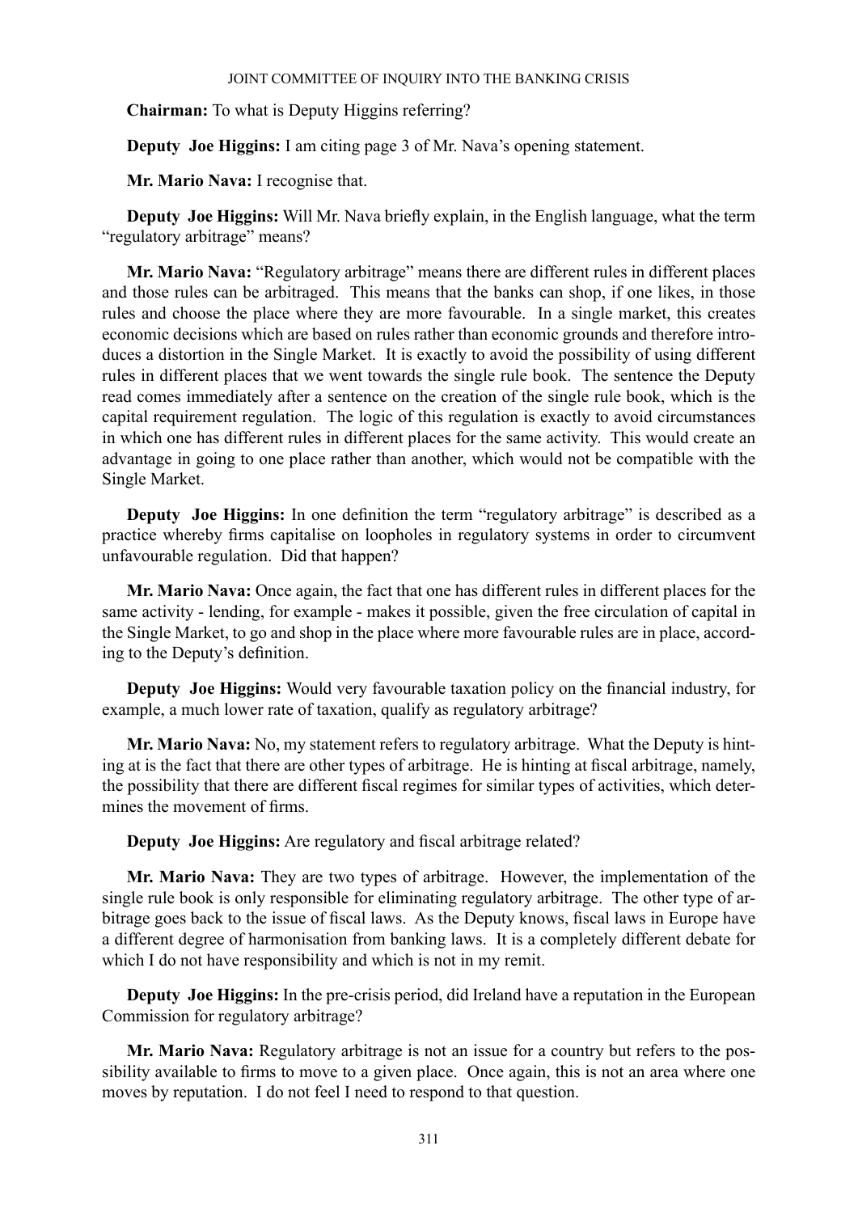**Chairman:** To what is Deputy Higgins referring?

**Deputy Joe Higgins:** I am citing page 3 of Mr. Nava's opening statement.

**Mr. Mario Nava:** I recognise that.

**Deputy Joe Higgins:** Will Mr. Nava briefly explain, in the English language, what the term "regulatory arbitrage" means?

**Mr. Mario Nava:** "Regulatory arbitrage" means there are different rules in different places and those rules can be arbitraged. This means that the banks can shop, if one likes, in those rules and choose the place where they are more favourable. In a single market, this creates economic decisions which are based on rules rather than economic grounds and therefore introduces a distortion in the Single Market. It is exactly to avoid the possibility of using different rules in different places that we went towards the single rule book. The sentence the Deputy read comes immediately after a sentence on the creation of the single rule book, which is the capital requirement regulation. The logic of this regulation is exactly to avoid circumstances in which one has different rules in different places for the same activity. This would create an advantage in going to one place rather than another, which would not be compatible with the Single Market.

**Deputy Joe Higgins:** In one definition the term "regulatory arbitrage" is described as a practice whereby firms capitalise on loopholes in regulatory systems in order to circumvent unfavourable regulation. Did that happen?

**Mr. Mario Nava:** Once again, the fact that one has different rules in different places for the same activity - lending, for example - makes it possible, given the free circulation of capital in the Single Market, to go and shop in the place where more favourable rules are in place, according to the Deputy's definition.

**Deputy Joe Higgins:** Would very favourable taxation policy on the financial industry, for example, a much lower rate of taxation, qualify as regulatory arbitrage?

**Mr. Mario Nava:** No, my statement refers to regulatory arbitrage. What the Deputy is hinting at is the fact that there are other types of arbitrage. He is hinting at fiscal arbitrage, namely, the possibility that there are different fiscal regimes for similar types of activities, which determines the movement of firms.

**Deputy Joe Higgins:** Are regulatory and fiscal arbitrage related?

**Mr. Mario Nava:** They are two types of arbitrage. However, the implementation of the single rule book is only responsible for eliminating regulatory arbitrage. The other type of arbitrage goes back to the issue of fiscal laws. As the Deputy knows, fiscal laws in Europe have a different degree of harmonisation from banking laws. It is a completely different debate for which I do not have responsibility and which is not in my remit.

**Deputy Joe Higgins:** In the pre-crisis period, did Ireland have a reputation in the European Commission for regulatory arbitrage?

**Mr. Mario Nava:** Regulatory arbitrage is not an issue for a country but refers to the possibility available to firms to move to a given place. Once again, this is not an area where one moves by reputation. I do not feel I need to respond to that question.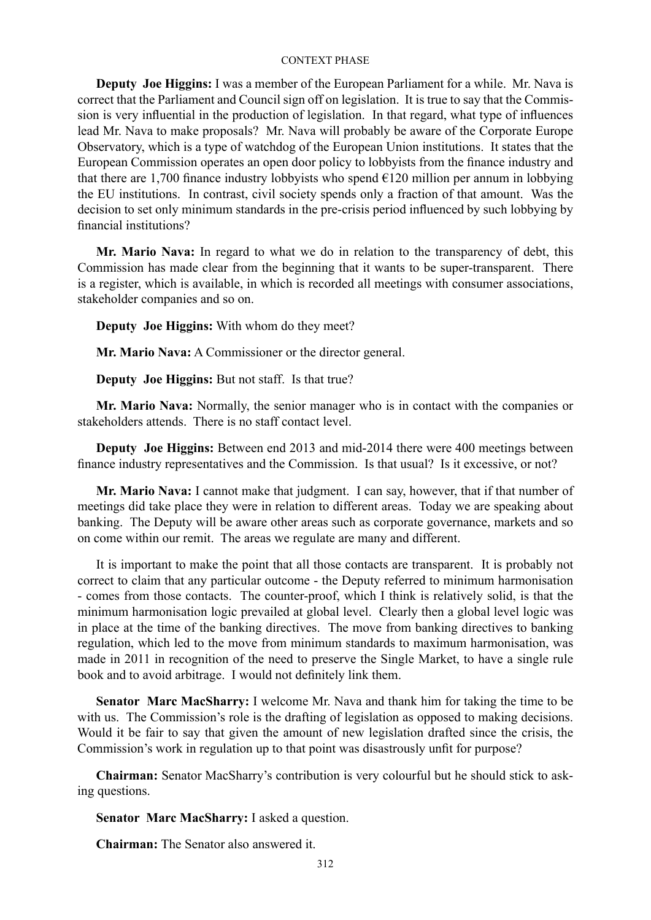**Deputy Joe Higgins:** I was a member of the European Parliament for a while. Mr. Nava is correct that the Parliament and Council sign off on legislation. It is true to say that the Commission is very influential in the production of legislation. In that regard, what type of influences lead Mr. Nava to make proposals? Mr. Nava will probably be aware of the Corporate Europe Observatory, which is a type of watchdog of the European Union institutions. It states that the European Commission operates an open door policy to lobbyists from the finance industry and that there are 1,700 finance industry lobbyists who spend €120 million per annum in lobbying the EU institutions. In contrast, civil society spends only a fraction of that amount. Was the decision to set only minimum standards in the pre-crisis period influenced by such lobbying by financial institutions?

**Mr. Mario Nava:** In regard to what we do in relation to the transparency of debt, this Commission has made clear from the beginning that it wants to be super-transparent. There is a register, which is available, in which is recorded all meetings with consumer associations, stakeholder companies and so on.

**Deputy Joe Higgins:** With whom do they meet?

**Mr. Mario Nava:** A Commissioner or the director general.

**Deputy Joe Higgins:** But not staff. Is that true?

**Mr. Mario Nava:** Normally, the senior manager who is in contact with the companies or stakeholders attends. There is no staff contact level.

**Deputy Joe Higgins:** Between end 2013 and mid-2014 there were 400 meetings between finance industry representatives and the Commission. Is that usual? Is it excessive, or not?

**Mr. Mario Nava:** I cannot make that judgment. I can say, however, that if that number of meetings did take place they were in relation to different areas. Today we are speaking about banking. The Deputy will be aware other areas such as corporate governance, markets and so on come within our remit. The areas we regulate are many and different.

It is important to make the point that all those contacts are transparent. It is probably not correct to claim that any particular outcome - the Deputy referred to minimum harmonisation - comes from those contacts. The counter-proof, which I think is relatively solid, is that the minimum harmonisation logic prevailed at global level. Clearly then a global level logic was in place at the time of the banking directives. The move from banking directives to banking regulation, which led to the move from minimum standards to maximum harmonisation, was made in 2011 in recognition of the need to preserve the Single Market, to have a single rule book and to avoid arbitrage. I would not definitely link them.

**Senator Marc MacSharry:** I welcome Mr. Nava and thank him for taking the time to be with us. The Commission's role is the drafting of legislation as opposed to making decisions. Would it be fair to say that given the amount of new legislation drafted since the crisis, the Commission's work in regulation up to that point was disastrously unfit for purpose?

**Chairman:** Senator MacSharry's contribution is very colourful but he should stick to asking questions.

**Senator Marc MacSharry:** I asked a question.

**Chairman:** The Senator also answered it.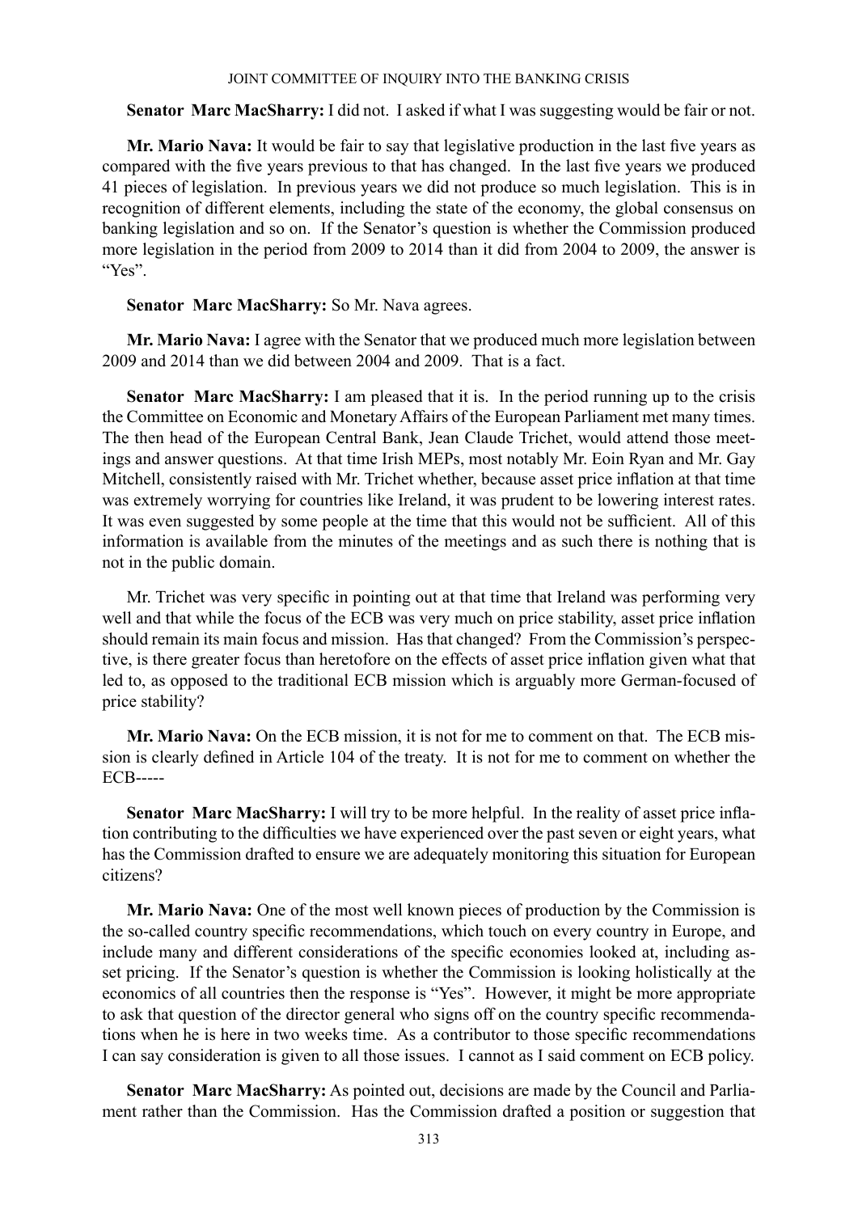**Senator Marc MacSharry:** I did not. I asked if what I was suggesting would be fair or not.

**Mr. Mario Nava:** It would be fair to say that legislative production in the last five years as compared with the five years previous to that has changed. In the last five years we produced 41 pieces of legislation. In previous years we did not produce so much legislation. This is in recognition of different elements, including the state of the economy, the global consensus on banking legislation and so on. If the Senator's question is whether the Commission produced more legislation in the period from 2009 to 2014 than it did from 2004 to 2009, the answer is "Yes".

**Senator Marc MacSharry:** So Mr. Nava agrees.

**Mr. Mario Nava:** I agree with the Senator that we produced much more legislation between 2009 and 2014 than we did between 2004 and 2009. That is a fact.

**Senator Marc MacSharry:** I am pleased that it is. In the period running up to the crisis the Committee on Economic and Monetary Affairs of the European Parliament met many times. The then head of the European Central Bank, Jean Claude Trichet, would attend those meetings and answer questions. At that time Irish MEPs, most notably Mr. Eoin Ryan and Mr. Gay Mitchell, consistently raised with Mr. Trichet whether, because asset price inflation at that time was extremely worrying for countries like Ireland, it was prudent to be lowering interest rates. It was even suggested by some people at the time that this would not be sufficient. All of this information is available from the minutes of the meetings and as such there is nothing that is not in the public domain.

Mr. Trichet was very specific in pointing out at that time that Ireland was performing very well and that while the focus of the ECB was very much on price stability, asset price inflation should remain its main focus and mission. Has that changed? From the Commission's perspective, is there greater focus than heretofore on the effects of asset price inflation given what that led to, as opposed to the traditional ECB mission which is arguably more German-focused of price stability?

**Mr. Mario Nava:** On the ECB mission, it is not for me to comment on that. The ECB mission is clearly defined in Article 104 of the treaty. It is not for me to comment on whether the ECB-----

**Senator Marc MacSharry:** I will try to be more helpful. In the reality of asset price inflation contributing to the difficulties we have experienced over the past seven or eight years, what has the Commission drafted to ensure we are adequately monitoring this situation for European citizens?

**Mr. Mario Nava:** One of the most well known pieces of production by the Commission is the so-called country specific recommendations, which touch on every country in Europe, and include many and different considerations of the specific economies looked at, including asset pricing. If the Senator's question is whether the Commission is looking holistically at the economics of all countries then the response is "Yes". However, it might be more appropriate to ask that question of the director general who signs off on the country specific recommendations when he is here in two weeks time. As a contributor to those specific recommendations I can say consideration is given to all those issues. I cannot as I said comment on ECB policy.

**Senator Marc MacSharry:** As pointed out, decisions are made by the Council and Parliament rather than the Commission. Has the Commission drafted a position or suggestion that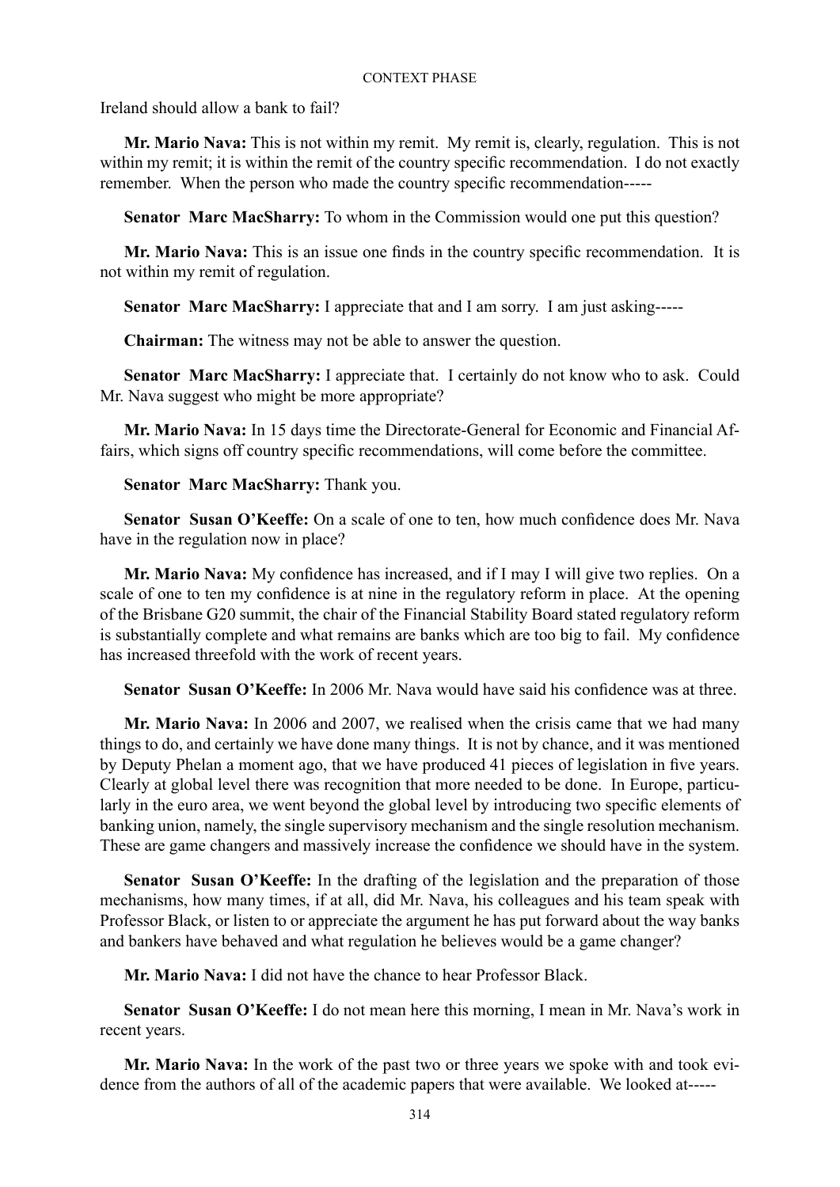Ireland should allow a bank to fail?

**Mr. Mario Nava:** This is not within my remit. My remit is, clearly, regulation. This is not within my remit; it is within the remit of the country specific recommendation. I do not exactly remember. When the person who made the country specific recommendation-----

**Senator Marc MacSharry:** To whom in the Commission would one put this question?

**Mr. Mario Nava:** This is an issue one finds in the country specific recommendation. It is not within my remit of regulation.

**Senator Marc MacSharry:** I appreciate that and I am sorry. I am just asking-----

**Chairman:** The witness may not be able to answer the question.

**Senator Marc MacSharry:** I appreciate that. I certainly do not know who to ask. Could Mr. Nava suggest who might be more appropriate?

**Mr. Mario Nava:** In 15 days time the Directorate-General for Economic and Financial Affairs, which signs off country specific recommendations, will come before the committee.

**Senator Marc MacSharry:** Thank you.

**Senator Susan O'Keeffe:** On a scale of one to ten, how much confidence does Mr. Nava have in the regulation now in place?

**Mr. Mario Nava:** My confidence has increased, and if I may I will give two replies. On a scale of one to ten my confidence is at nine in the regulatory reform in place. At the opening of the Brisbane G20 summit, the chair of the Financial Stability Board stated regulatory reform is substantially complete and what remains are banks which are too big to fail. My confidence has increased threefold with the work of recent years.

**Senator Susan O'Keeffe:** In 2006 Mr. Nava would have said his confidence was at three.

**Mr. Mario Nava:** In 2006 and 2007, we realised when the crisis came that we had many things to do, and certainly we have done many things. It is not by chance, and it was mentioned by Deputy Phelan a moment ago, that we have produced 41 pieces of legislation in five years. Clearly at global level there was recognition that more needed to be done. In Europe, particularly in the euro area, we went beyond the global level by introducing two specific elements of banking union, namely, the single supervisory mechanism and the single resolution mechanism. These are game changers and massively increase the confidence we should have in the system.

**Senator Susan O'Keeffe:** In the drafting of the legislation and the preparation of those mechanisms, how many times, if at all, did Mr. Nava, his colleagues and his team speak with Professor Black, or listen to or appreciate the argument he has put forward about the way banks and bankers have behaved and what regulation he believes would be a game changer?

**Mr. Mario Nava:** I did not have the chance to hear Professor Black.

**Senator Susan O'Keeffe:** I do not mean here this morning, I mean in Mr. Nava's work in recent years.

**Mr. Mario Nava:** In the work of the past two or three years we spoke with and took evidence from the authors of all of the academic papers that were available. We looked at-----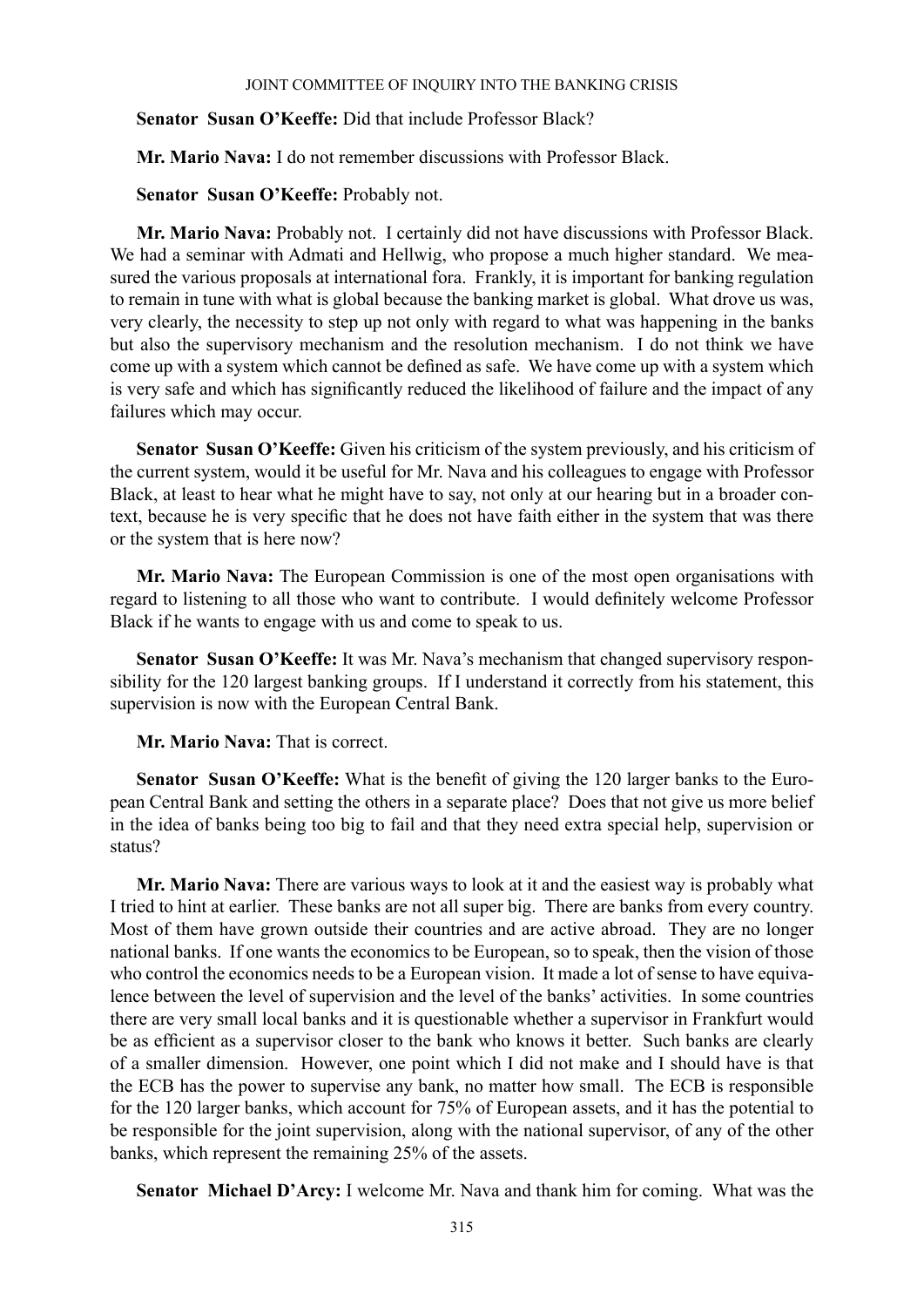**Senator Susan O'Keeffe:** Did that include Professor Black?

**Mr. Mario Nava:** I do not remember discussions with Professor Black.

**Senator Susan O'Keeffe:** Probably not.

**Mr. Mario Nava:** Probably not. I certainly did not have discussions with Professor Black. We had a seminar with Admati and Hellwig, who propose a much higher standard. We measured the various proposals at international fora. Frankly, it is important for banking regulation to remain in tune with what is global because the banking market is global. What drove us was, very clearly, the necessity to step up not only with regard to what was happening in the banks but also the supervisory mechanism and the resolution mechanism. I do not think we have come up with a system which cannot be defined as safe. We have come up with a system which is very safe and which has significantly reduced the likelihood of failure and the impact of any failures which may occur.

**Senator Susan O'Keeffe:** Given his criticism of the system previously, and his criticism of the current system, would it be useful for Mr. Nava and his colleagues to engage with Professor Black, at least to hear what he might have to say, not only at our hearing but in a broader context, because he is very specific that he does not have faith either in the system that was there or the system that is here now?

**Mr. Mario Nava:** The European Commission is one of the most open organisations with regard to listening to all those who want to contribute. I would definitely welcome Professor Black if he wants to engage with us and come to speak to us.

**Senator Susan O'Keeffe:** It was Mr. Nava's mechanism that changed supervisory responsibility for the 120 largest banking groups. If I understand it correctly from his statement, this supervision is now with the European Central Bank.

**Mr. Mario Nava:** That is correct.

**Senator Susan O'Keeffe:** What is the benefit of giving the 120 larger banks to the European Central Bank and setting the others in a separate place? Does that not give us more belief in the idea of banks being too big to fail and that they need extra special help, supervision or status?

**Mr. Mario Nava:** There are various ways to look at it and the easiest way is probably what I tried to hint at earlier. These banks are not all super big. There are banks from every country. Most of them have grown outside their countries and are active abroad. They are no longer national banks. If one wants the economics to be European, so to speak, then the vision of those who control the economics needs to be a European vision. It made a lot of sense to have equivalence between the level of supervision and the level of the banks' activities. In some countries there are very small local banks and it is questionable whether a supervisor in Frankfurt would be as efficient as a supervisor closer to the bank who knows it better. Such banks are clearly of a smaller dimension. However, one point which I did not make and I should have is that the ECB has the power to supervise any bank, no matter how small. The ECB is responsible for the 120 larger banks, which account for 75% of European assets, and it has the potential to be responsible for the joint supervision, along with the national supervisor, of any of the other banks, which represent the remaining 25% of the assets.

**Senator Michael D'Arcy:** I welcome Mr. Nava and thank him for coming. What was the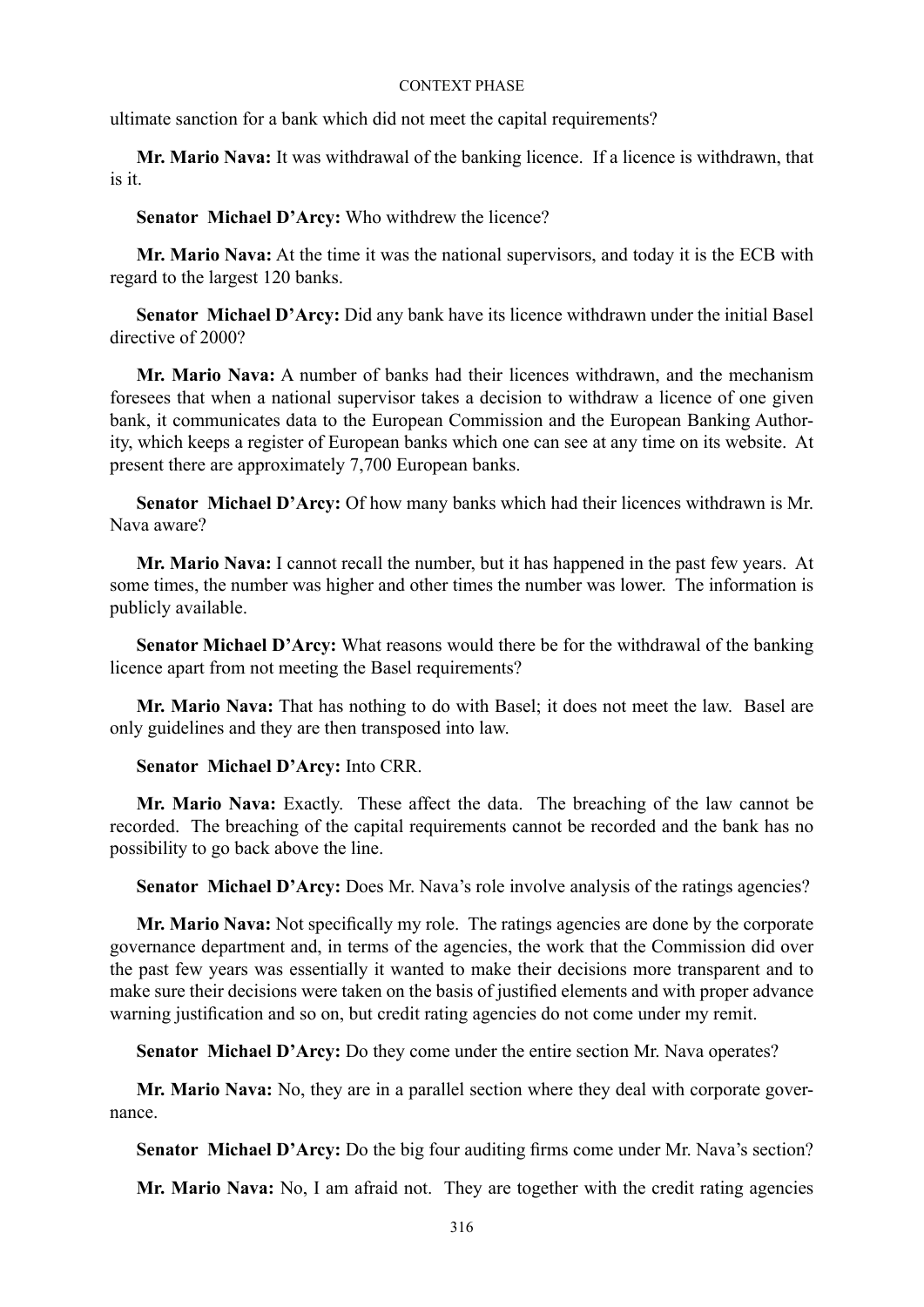ultimate sanction for a bank which did not meet the capital requirements?

**Mr. Mario Nava:** It was withdrawal of the banking licence. If a licence is withdrawn, that is it.

**Senator Michael D'Arcy:** Who withdrew the licence?

**Mr. Mario Nava:** At the time it was the national supervisors, and today it is the ECB with regard to the largest 120 banks.

**Senator Michael D'Arcy:** Did any bank have its licence withdrawn under the initial Basel directive of 2000?

**Mr. Mario Nava:** A number of banks had their licences withdrawn, and the mechanism foresees that when a national supervisor takes a decision to withdraw a licence of one given bank, it communicates data to the European Commission and the European Banking Authority, which keeps a register of European banks which one can see at any time on its website. At present there are approximately 7,700 European banks.

**Senator Michael D'Arcy:** Of how many banks which had their licences withdrawn is Mr. Nava aware?

**Mr. Mario Nava:** I cannot recall the number, but it has happened in the past few years. At some times, the number was higher and other times the number was lower. The information is publicly available.

**Senator Michael D'Arcy:** What reasons would there be for the withdrawal of the banking licence apart from not meeting the Basel requirements?

**Mr. Mario Nava:** That has nothing to do with Basel; it does not meet the law. Basel are only guidelines and they are then transposed into law.

**Senator Michael D'Arcy:** Into CRR.

**Mr. Mario Nava:** Exactly. These affect the data. The breaching of the law cannot be recorded. The breaching of the capital requirements cannot be recorded and the bank has no possibility to go back above the line.

**Senator Michael D'Arcy:** Does Mr. Nava's role involve analysis of the ratings agencies?

**Mr. Mario Nava:** Not specifically my role. The ratings agencies are done by the corporate governance department and, in terms of the agencies, the work that the Commission did over the past few years was essentially it wanted to make their decisions more transparent and to make sure their decisions were taken on the basis of justified elements and with proper advance warning justification and so on, but credit rating agencies do not come under my remit.

**Senator Michael D'Arcy:** Do they come under the entire section Mr. Nava operates?

**Mr. Mario Nava:** No, they are in a parallel section where they deal with corporate governance.

**Senator Michael D'Arcy:** Do the big four auditing firms come under Mr. Nava's section?

**Mr. Mario Nava:** No, I am afraid not. They are together with the credit rating agencies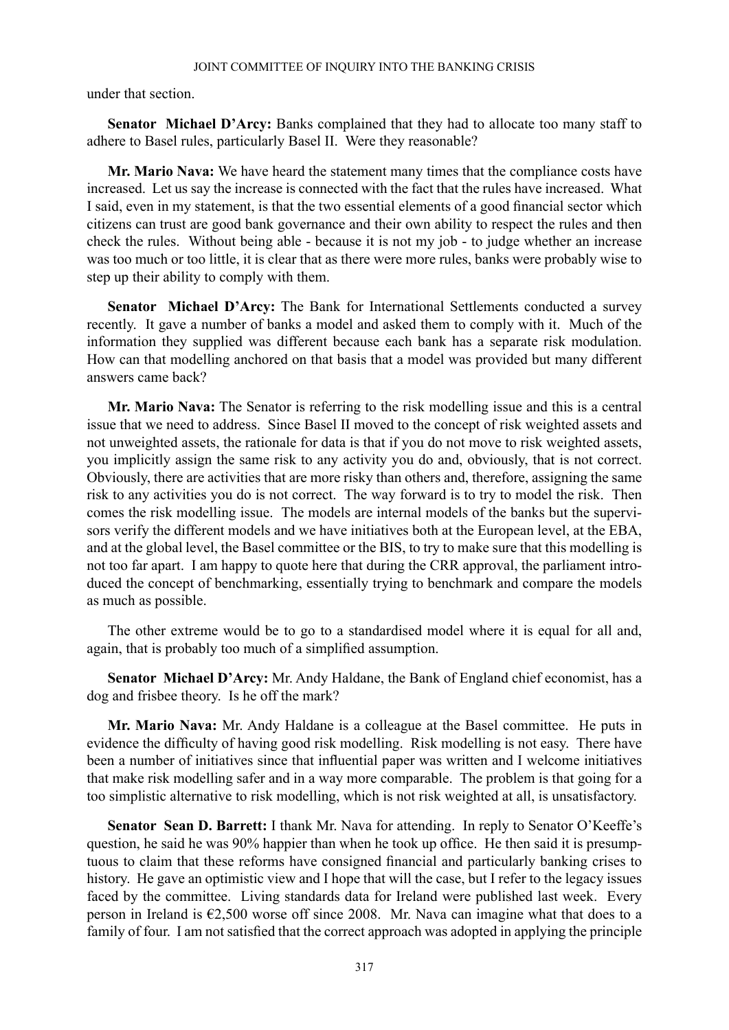under that section.

**Senator Michael D'Arcy:** Banks complained that they had to allocate too many staff to adhere to Basel rules, particularly Basel II. Were they reasonable?

**Mr. Mario Nava:** We have heard the statement many times that the compliance costs have increased. Let us say the increase is connected with the fact that the rules have increased. What I said, even in my statement, is that the two essential elements of a good financial sector which citizens can trust are good bank governance and their own ability to respect the rules and then check the rules. Without being able - because it is not my job - to judge whether an increase was too much or too little, it is clear that as there were more rules, banks were probably wise to step up their ability to comply with them.

**Senator Michael D'Arcy:** The Bank for International Settlements conducted a survey recently. It gave a number of banks a model and asked them to comply with it. Much of the information they supplied was different because each bank has a separate risk modulation. How can that modelling anchored on that basis that a model was provided but many different answers came back?

**Mr. Mario Nava:** The Senator is referring to the risk modelling issue and this is a central issue that we need to address. Since Basel II moved to the concept of risk weighted assets and not unweighted assets, the rationale for data is that if you do not move to risk weighted assets, you implicitly assign the same risk to any activity you do and, obviously, that is not correct. Obviously, there are activities that are more risky than others and, therefore, assigning the same risk to any activities you do is not correct. The way forward is to try to model the risk. Then comes the risk modelling issue. The models are internal models of the banks but the supervisors verify the different models and we have initiatives both at the European level, at the EBA, and at the global level, the Basel committee or the BIS, to try to make sure that this modelling is not too far apart. I am happy to quote here that during the CRR approval, the parliament introduced the concept of benchmarking, essentially trying to benchmark and compare the models as much as possible.

The other extreme would be to go to a standardised model where it is equal for all and, again, that is probably too much of a simplified assumption.

**Senator Michael D'Arcy:** Mr. Andy Haldane, the Bank of England chief economist, has a dog and frisbee theory. Is he off the mark?

**Mr. Mario Nava:** Mr. Andy Haldane is a colleague at the Basel committee. He puts in evidence the difficulty of having good risk modelling. Risk modelling is not easy. There have been a number of initiatives since that influential paper was written and I welcome initiatives that make risk modelling safer and in a way more comparable. The problem is that going for a too simplistic alternative to risk modelling, which is not risk weighted at all, is unsatisfactory.

**Senator Sean D. Barrett:** I thank Mr. Nava for attending. In reply to Senator O'Keeffe's question, he said he was 90% happier than when he took up office. He then said it is presumptuous to claim that these reforms have consigned financial and particularly banking crises to history. He gave an optimistic view and I hope that will the case, but I refer to the legacy issues faced by the committee. Living standards data for Ireland were published last week. Every person in Ireland is €2,500 worse off since 2008. Mr. Nava can imagine what that does to a family of four. I am not satisfied that the correct approach was adopted in applying the principle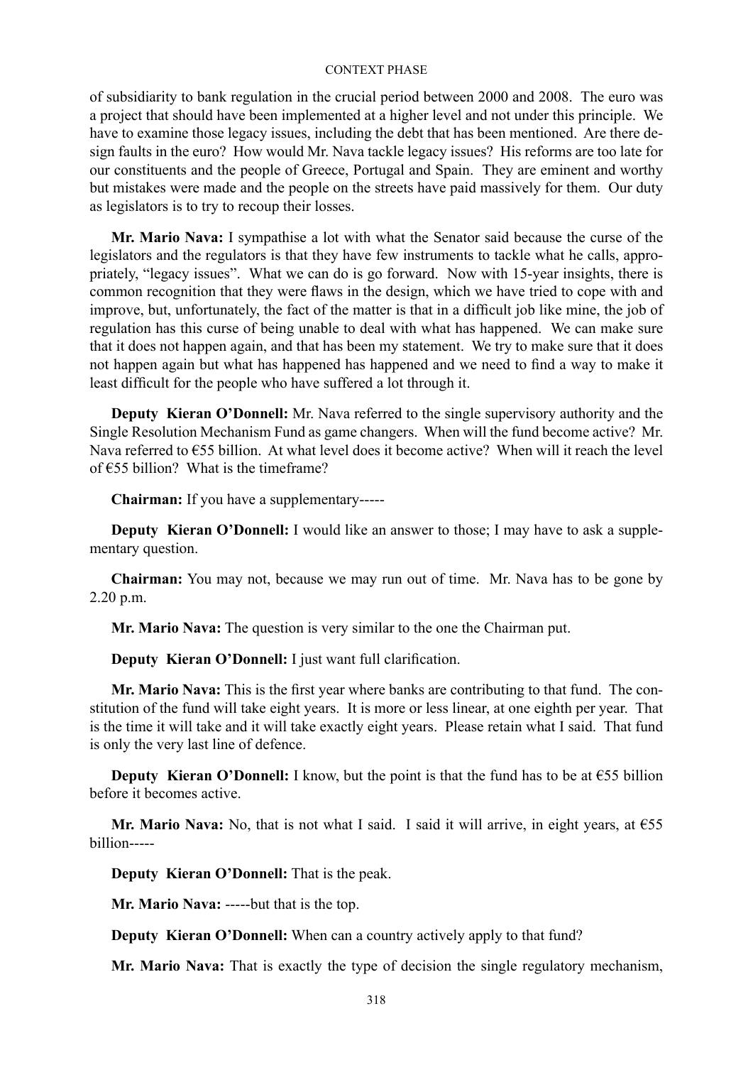of subsidiarity to bank regulation in the crucial period between 2000 and 2008. The euro was a project that should have been implemented at a higher level and not under this principle. We have to examine those legacy issues, including the debt that has been mentioned. Are there design faults in the euro? How would Mr. Nava tackle legacy issues? His reforms are too late for our constituents and the people of Greece, Portugal and Spain. They are eminent and worthy but mistakes were made and the people on the streets have paid massively for them. Our duty as legislators is to try to recoup their losses.

**Mr. Mario Nava:** I sympathise a lot with what the Senator said because the curse of the legislators and the regulators is that they have few instruments to tackle what he calls, appropriately, "legacy issues". What we can do is go forward. Now with 15-year insights, there is common recognition that they were flaws in the design, which we have tried to cope with and improve, but, unfortunately, the fact of the matter is that in a difficult job like mine, the job of regulation has this curse of being unable to deal with what has happened. We can make sure that it does not happen again, and that has been my statement. We try to make sure that it does not happen again but what has happened has happened and we need to find a way to make it least difficult for the people who have suffered a lot through it.

**Deputy Kieran O'Donnell:** Mr. Nava referred to the single supervisory authority and the Single Resolution Mechanism Fund as game changers. When will the fund become active? Mr. Nava referred to €55 billion. At what level does it become active? When will it reach the level of €55 billion? What is the timeframe?

**Chairman:** If you have a supplementary-----

**Deputy Kieran O'Donnell:** I would like an answer to those; I may have to ask a supplementary question.

**Chairman:** You may not, because we may run out of time. Mr. Nava has to be gone by 2.20 p.m.

**Mr. Mario Nava:** The question is very similar to the one the Chairman put.

**Deputy Kieran O'Donnell:** I just want full clarification.

**Mr. Mario Nava:** This is the first year where banks are contributing to that fund. The constitution of the fund will take eight years. It is more or less linear, at one eighth per year. That is the time it will take and it will take exactly eight years. Please retain what I said. That fund is only the very last line of defence.

**Deputy Kieran O'Donnell:** I know, but the point is that the fund has to be at €55 billion before it becomes active.

**Mr. Mario Nava:** No, that is not what I said. I said it will arrive, in eight years, at €55 billion-----

**Deputy Kieran O'Donnell:** That is the peak.

**Mr. Mario Nava:** -----but that is the top.

**Deputy Kieran O'Donnell:** When can a country actively apply to that fund?

**Mr. Mario Nava:** That is exactly the type of decision the single regulatory mechanism,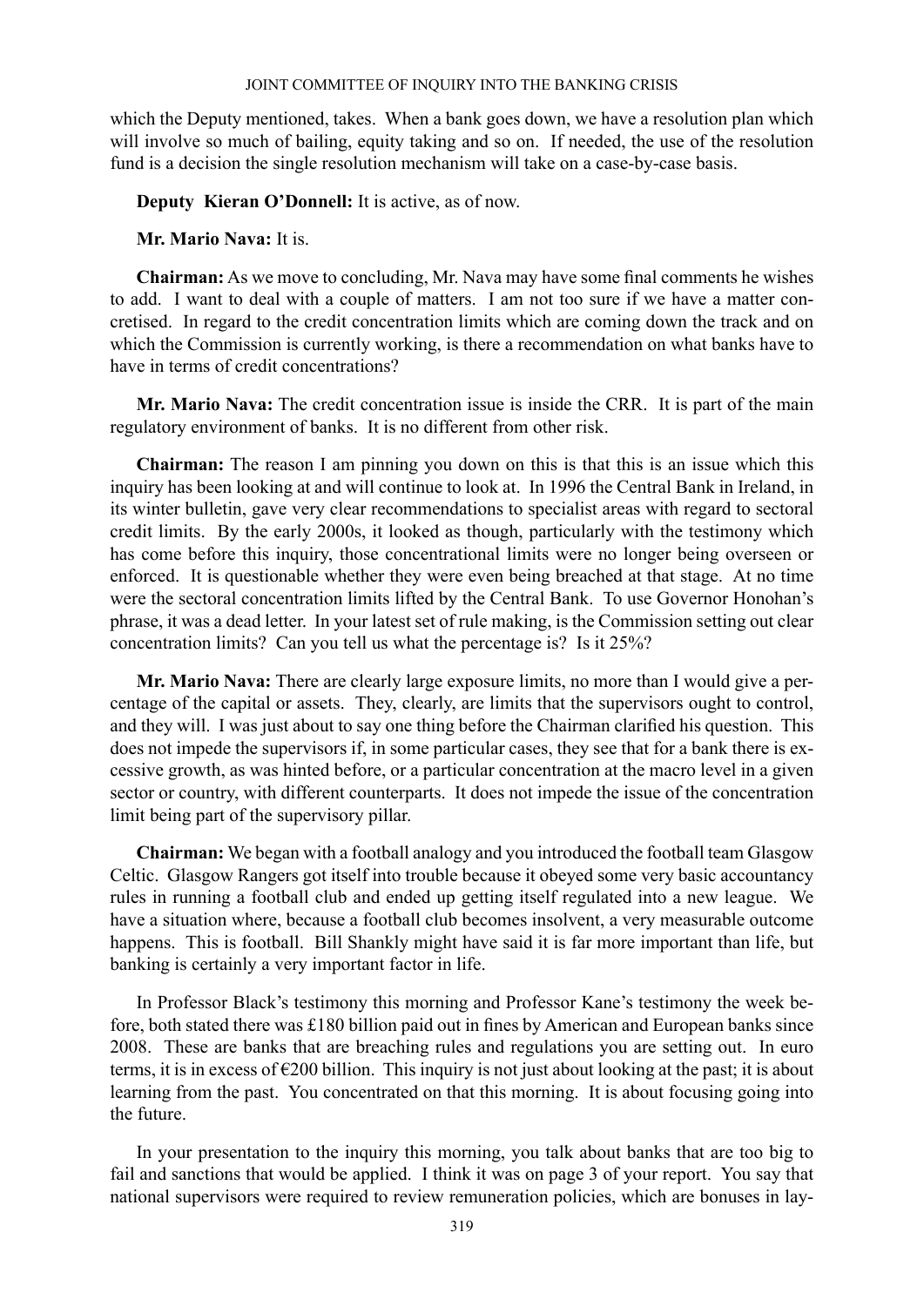which the Deputy mentioned, takes. When a bank goes down, we have a resolution plan which will involve so much of bailing, equity taking and so on. If needed, the use of the resolution fund is a decision the single resolution mechanism will take on a case-by-case basis.

**Deputy Kieran O'Donnell:** It is active, as of now.

**Mr. Mario Nava:** It is.

**Chairman:** As we move to concluding, Mr. Nava may have some final comments he wishes to add. I want to deal with a couple of matters. I am not too sure if we have a matter concretised. In regard to the credit concentration limits which are coming down the track and on which the Commission is currently working, is there a recommendation on what banks have to have in terms of credit concentrations?

**Mr. Mario Nava:** The credit concentration issue is inside the CRR. It is part of the main regulatory environment of banks. It is no different from other risk.

**Chairman:** The reason I am pinning you down on this is that this is an issue which this inquiry has been looking at and will continue to look at. In 1996 the Central Bank in Ireland, in its winter bulletin, gave very clear recommendations to specialist areas with regard to sectoral credit limits. By the early 2000s, it looked as though, particularly with the testimony which has come before this inquiry, those concentrational limits were no longer being overseen or enforced. It is questionable whether they were even being breached at that stage. At no time were the sectoral concentration limits lifted by the Central Bank. To use Governor Honohan's phrase, it was a dead letter. In your latest set of rule making, is the Commission setting out clear concentration limits? Can you tell us what the percentage is? Is it 25%?

**Mr. Mario Nava:** There are clearly large exposure limits, no more than I would give a percentage of the capital or assets. They, clearly, are limits that the supervisors ought to control, and they will. I was just about to say one thing before the Chairman clarified his question. This does not impede the supervisors if, in some particular cases, they see that for a bank there is excessive growth, as was hinted before, or a particular concentration at the macro level in a given sector or country, with different counterparts. It does not impede the issue of the concentration limit being part of the supervisory pillar.

**Chairman:** We began with a football analogy and you introduced the football team Glasgow Celtic. Glasgow Rangers got itself into trouble because it obeyed some very basic accountancy rules in running a football club and ended up getting itself regulated into a new league. We have a situation where, because a football club becomes insolvent, a very measurable outcome happens. This is football. Bill Shankly might have said it is far more important than life, but banking is certainly a very important factor in life.

In Professor Black's testimony this morning and Professor Kane's testimony the week before, both stated there was £180 billion paid out in fines by American and European banks since 2008. These are banks that are breaching rules and regulations you are setting out. In euro terms, it is in excess of €200 billion. This inquiry is not just about looking at the past; it is about learning from the past. You concentrated on that this morning. It is about focusing going into the future.

In your presentation to the inquiry this morning, you talk about banks that are too big to fail and sanctions that would be applied. I think it was on page 3 of your report. You say that national supervisors were required to review remuneration policies, which are bonuses in lay-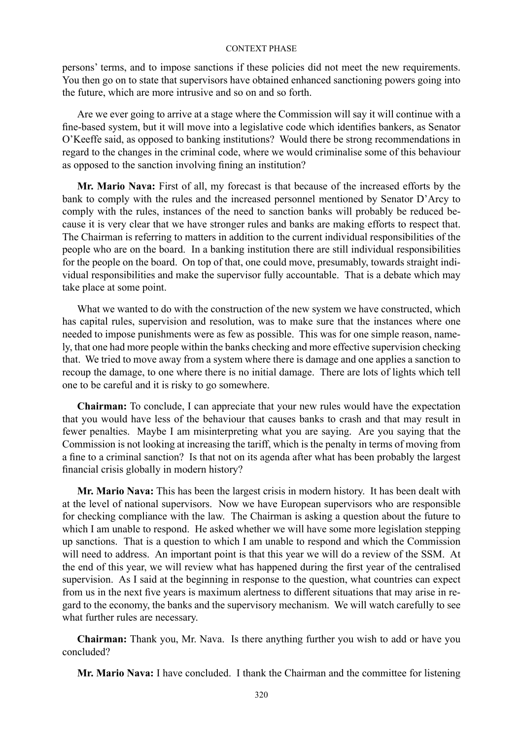persons' terms, and to impose sanctions if these policies did not meet the new requirements. You then go on to state that supervisors have obtained enhanced sanctioning powers going into the future, which are more intrusive and so on and so forth.

Are we ever going to arrive at a stage where the Commission will say it will continue with a fine-based system, but it will move into a legislative code which identifies bankers, as Senator O'Keeffe said, as opposed to banking institutions? Would there be strong recommendations in regard to the changes in the criminal code, where we would criminalise some of this behaviour as opposed to the sanction involving fining an institution?

**Mr. Mario Nava:** First of all, my forecast is that because of the increased efforts by the bank to comply with the rules and the increased personnel mentioned by Senator D'Arcy to comply with the rules, instances of the need to sanction banks will probably be reduced because it is very clear that we have stronger rules and banks are making efforts to respect that. The Chairman is referring to matters in addition to the current individual responsibilities of the people who are on the board. In a banking institution there are still individual responsibilities for the people on the board. On top of that, one could move, presumably, towards straight individual responsibilities and make the supervisor fully accountable. That is a debate which may take place at some point.

What we wanted to do with the construction of the new system we have constructed, which has capital rules, supervision and resolution, was to make sure that the instances where one needed to impose punishments were as few as possible. This was for one simple reason, namely, that one had more people within the banks checking and more effective supervision checking that. We tried to move away from a system where there is damage and one applies a sanction to recoup the damage, to one where there is no initial damage. There are lots of lights which tell one to be careful and it is risky to go somewhere.

**Chairman:** To conclude, I can appreciate that your new rules would have the expectation that you would have less of the behaviour that causes banks to crash and that may result in fewer penalties. Maybe I am misinterpreting what you are saying. Are you saying that the Commission is not looking at increasing the tariff, which is the penalty in terms of moving from a fine to a criminal sanction? Is that not on its agenda after what has been probably the largest financial crisis globally in modern history?

**Mr. Mario Nava:** This has been the largest crisis in modern history. It has been dealt with at the level of national supervisors. Now we have European supervisors who are responsible for checking compliance with the law. The Chairman is asking a question about the future to which I am unable to respond. He asked whether we will have some more legislation stepping up sanctions. That is a question to which I am unable to respond and which the Commission will need to address. An important point is that this year we will do a review of the SSM. At the end of this year, we will review what has happened during the first year of the centralised supervision. As I said at the beginning in response to the question, what countries can expect from us in the next five years is maximum alertness to different situations that may arise in regard to the economy, the banks and the supervisory mechanism. We will watch carefully to see what further rules are necessary.

**Chairman:** Thank you, Mr. Nava. Is there anything further you wish to add or have you concluded?

**Mr. Mario Nava:** I have concluded. I thank the Chairman and the committee for listening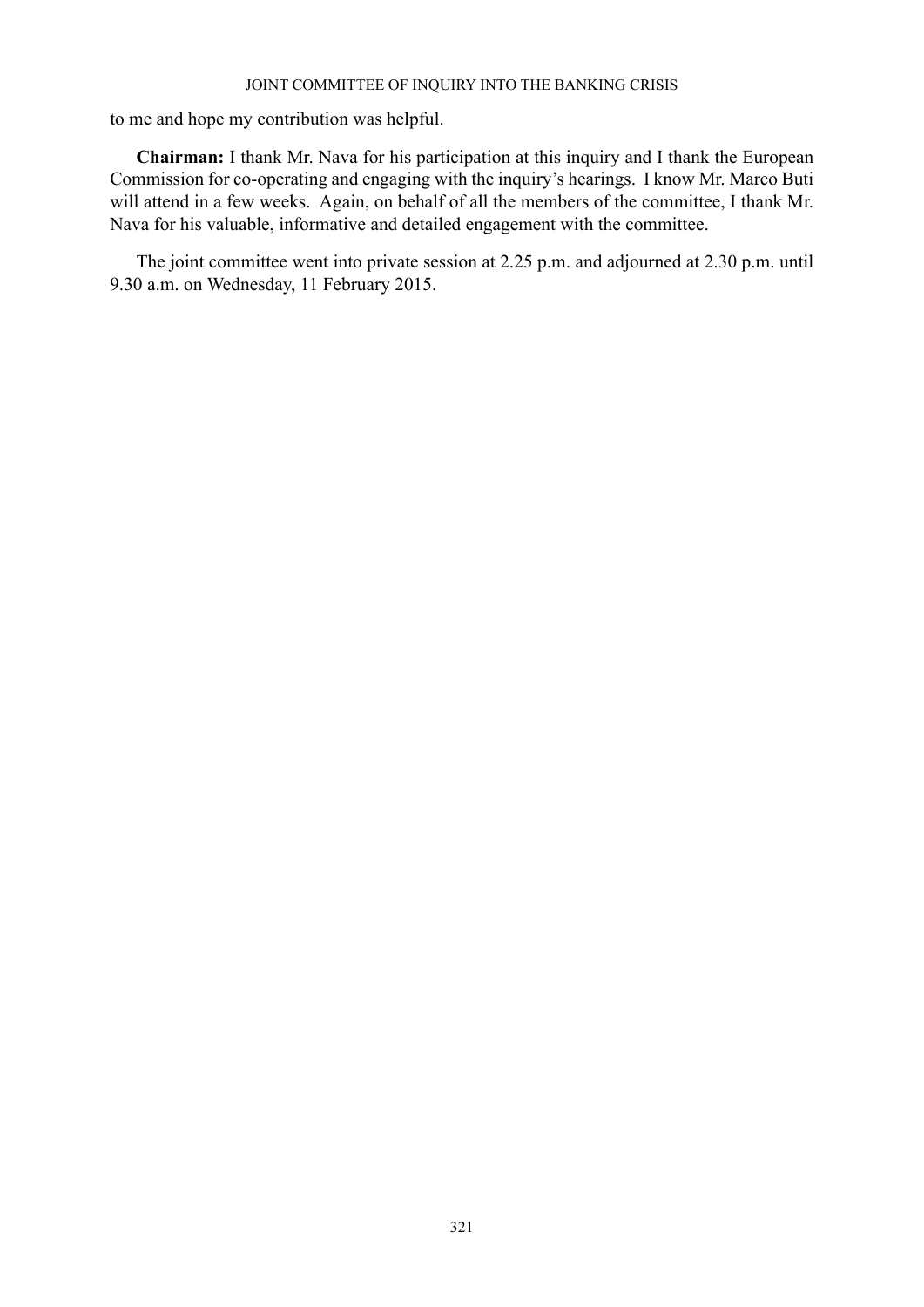to me and hope my contribution was helpful.

**Chairman:** I thank Mr. Nava for his participation at this inquiry and I thank the European Commission for co-operating and engaging with the inquiry's hearings. I know Mr. Marco Buti will attend in a few weeks. Again, on behalf of all the members of the committee, I thank Mr. Nava for his valuable, informative and detailed engagement with the committee.

The joint committee went into private session at 2.25 p.m. and adjourned at 2.30 p.m. until 9.30 a.m. on Wednesday, 11 February 2015.